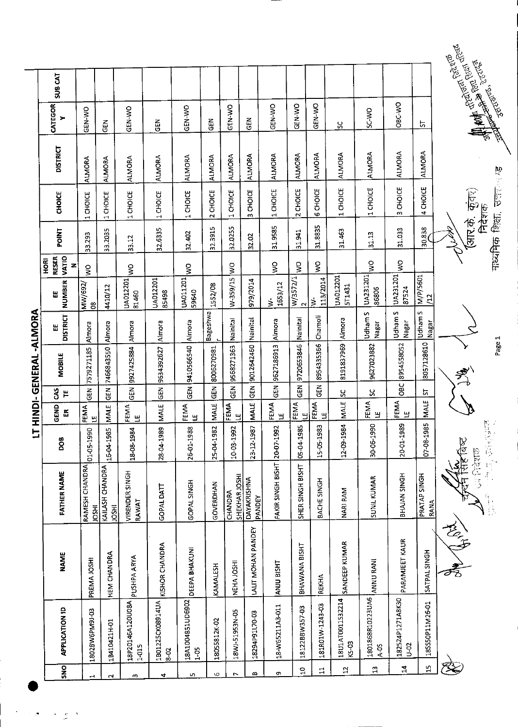# LT HINDI- GENERAL -ALMORA

| SNO | APPLICATION ID | NAME | FATHER NAME | DOB | GENDER | CASTE | MOBILE | EE DISTRICT | EE NUMBER | HORI RESERVATION | POINT | CHOICE | DISTRICT | CATEGORY | SUB CAT |
|---|---|---|---|---|---|---|---|---|---|---|---|---|---|---|---|
| 1 | 18028W6P9J-03 | PREMA JOSHI | RAMESH CHANDRA JOSHI | 01-05-1990 | FEMALE | GEN | 7579271185 | Almora | MW/692/08 | WO | 33.293 | 1 CHOICE | ALMORA | GEN-WO | |
| 2 | 18410421H-01 | HEM CHANDRA | KAILASH CHANDRA JOSHI | 16-04-1985 | MALE | GEN | 7466843550 | Almora | 4410/12 | | 33.2035 | 1 CHOICE | ALMORA | GEN | |
| 3 | 18P20146A120U08A1-015 | PUSHPA ARYA | VIRENDER SINGH RAWAT | 18-08-1984 | FEMALE | GEN | 9927425884 | Almora | UA01220181460 | WO | 33.12 | 1 CHOICE | ALMORA | GEN-WO | |
| 4 | 1B01225CK08914UA8-02 | KISHOR CHANDRA | GOPAL DATT | 28-04-1989 | MALE | GEN | 9634392627 | Almora | UA01220185498 | | 32.6335 | 1 CHOICE | ALMORA | GEN | |
| 5 | 18A1004B51UD69021-05 | DEEPA BHAKUNI | GOPAL SINGH | 26-01-1988 | FEMALE | GEN | 9410566540 | Almora | UA01120159640 | WO | 32.402 | 1 CHOICE | ALMORA | GEN-WO | |
| 6 | 18055812K-02 | KAMALESH | GOVERDHAN | 25-04-1982 | MALE | GEN | 8006270981 | Bageshwar | 1552/08 | | 32.3915 | 2 CHOICE | ALMORA | GEN | |
| 7 | 18WJ-51953N-05 | NEHA JOSHI | CHANDRA SHEKHAR JOSHI | 10-03-1992 | FEMALE | GEN | 9568271363 | Nainital | W-359/15 | WO | 32.0255 | 1 CHOICE | ALMORA | GEN-WO | |
| 8 | 18294P91170-03 | LALIT MOHAN PANDEY | DAYAKRISHNA PANDEY | 23-12-1987 | MALE | GEN | 9012642460 | Nainital | 979/2014 | | 32.02 | 3 CHOICE | ALMORA | GEN | |
| 9 | 18-W65211A3-011 | ANJU BISHT | FAKIR SINGH BISHT | 20-07-1992 | FEMALE | GEN | 9627186913 | Almora | W-1653/12 | WO | 31.9585 | 1 CHOICE | ALMORA | GEN-WO | |
| 10 | 18122BBW357-03 | BHAWANA BISHT | SHER SINGH BISHT | 05-04-1985 | FEMALE | GEN | 9720653846 | Nainital | W/3572/12 | WO | 31.941 | 2 CHOICE | ALMORA | GEN-WO | |
| 11 | 181R01W-1243-03 | REKHA | BACHE SINGH | 15-05-1983 | FEMALE | GEN | 8954335366 | Chamoli | W-113/2014 | WO | 31.8835 | 6 CHOICE | ALMORA | GEN-WO | |
| 12 | 18U1AT0011S32214K5-03 | SANDEEP KUMAR | NARI RAM | 12-09-1984 | MALE | SC | 8191837969 | Almora | UA012201571431 | | 31.463 | 1 CHOICE | ALMORA | SC | |
| 13 | 1801868R10223UA6A-05 | ANNU RANI | SUNIL KUMAR | 30-06-1990 | FEMALE | SC | 9627023882 | Udham S Nagar | UA23120186806 | WO | 31.13 | 1 CHOICE | ALMORA | SC-WO | |
| 14 | 182524P1271A8K30U-02 | PARAMJEET KAUR | BHAJAN SINGH | 20-01-1989 | FEMALE | OBC | 8954558052 | Udham S Nagar | UA23120187524 | WO | 31.033 | 3 CHOICE | ALMORA | OBC-WO | |
| 15 | 18SS50P11M26-01 | SATPAL SINGH | PRATAP SINGH RANA | 07-08-1985 | MALE | ST | 8057128610 | Udham S Nagar | M/P/5601/12 | | 30.838 | 4 CHOICE | ALMORA | ST | |

(आर.के. कुंवर)
निदेशक
माध्यमिक शिक्षा, उत्तराखण्ड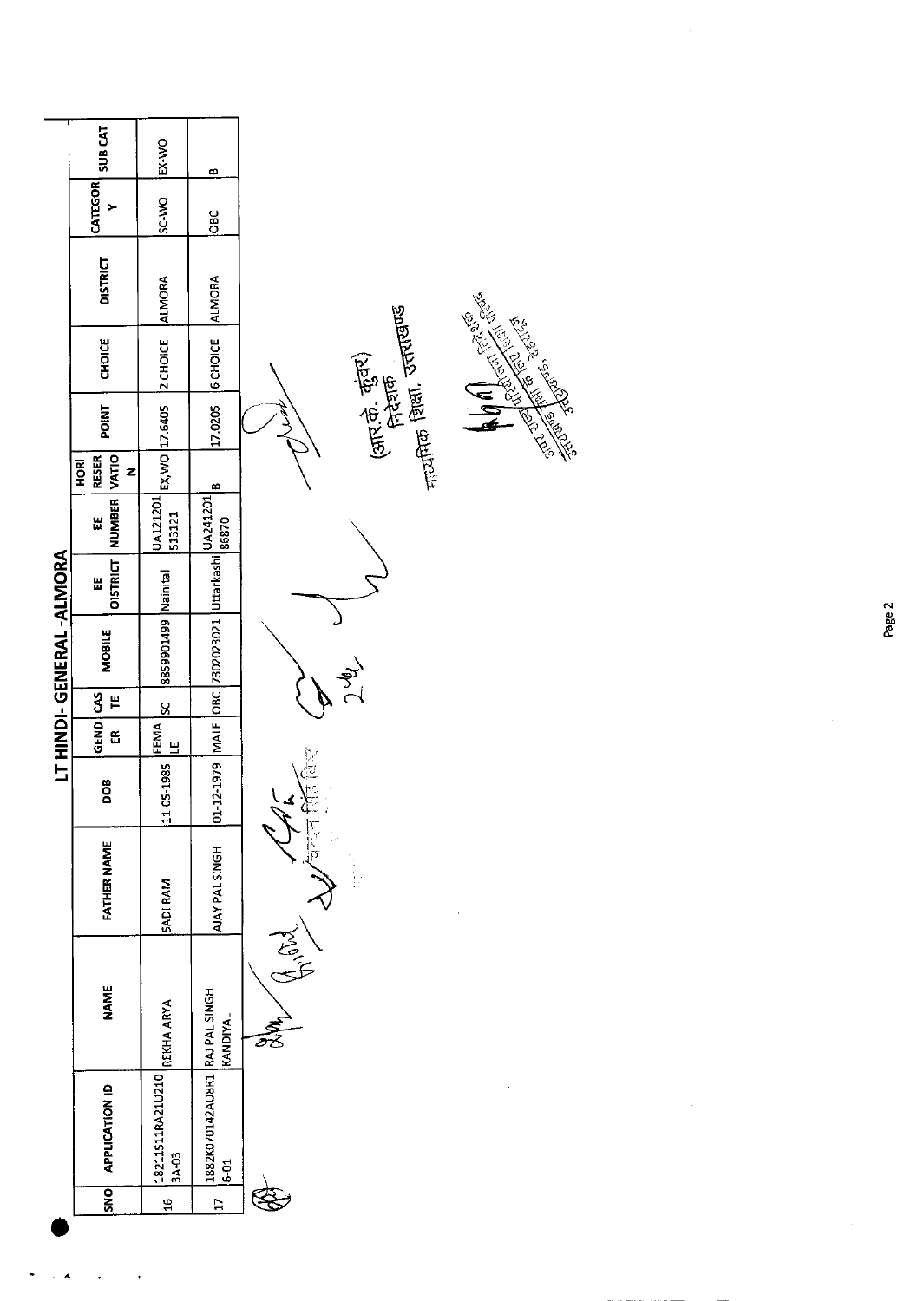## LT HINDI- GENERAL -ALMORA

| SNO | APPLICATION ID | NAME | FATHER NAME | DOB | GENDER | CASTE | MOBILE | EE DISTRICT | EE NUMBER | HORI RESERVATION | POINT | CHOICE | DISTRICT | CATEGORY | SUB CAT |
|---|---|---|---|---|---|---|---|---|---|---|---|---|---|---|---|
| 16 | 1821151IRA21U2103A-03 | REKHA ARYA | SADI RAM | 11-05-1985 | FEMALE | SC | 8859901499 | Nainital | UA121201513121 | EX,WO | 17.6405 | 2 CHOICE | ALMORA | SC-WO | EX-WO |
| 17 | 1882K070142AU8R16-01 | RAJ PAL SINGH KANDIYAL | AJAY PAL SINGH | 01-12-1979 | MALE | OBC | 7302023021 | Uttarkashi | UA24120186870 | B | 17.0205 | 6 CHOICE | ALMORA | OBC | B |

(आर.के. कुंवर)
निदेशक
माध्यमिक शिक्षा, उत्तराखण्ड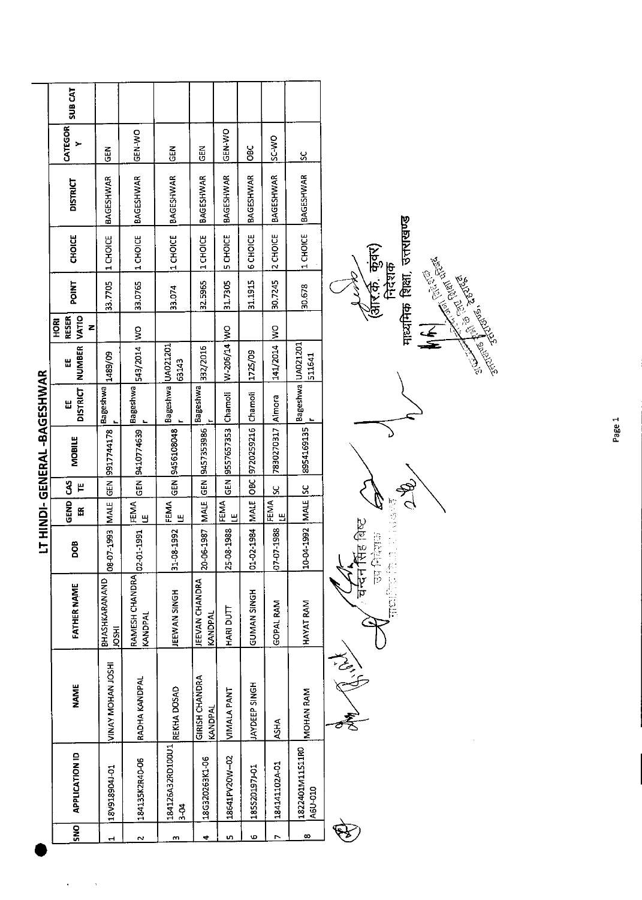# LT HINDI- GENERAL -BAGESHWAR

| SNO | APPLICATION ID | NAME | FATHER NAME | DOB | GENDER | CASTE | MOBILE | EE DISTRICT | EE NUMBER | HORI RESERVATION | POINT | CHOICE | DISTRICT | CATEGORY | SUB CAT |
|---|---|---|---|---|---|---|---|---|---|---|---|---|---|---|---|
| 1 | 18V918904J-01 | VINAY MOHAN JOSHI | BHASHKARANAND JOSHI | 08-07-1993 | MALE | GEN | 9917744178 | Bageshwar | 1489/09 | | 33.7705 | 1 CHOICE | BAGESHWAR | GEN | |
| 2 | 184135K2R40-06 | RADHA KANDPAL | RAMESH CHANDRA KANDPAL | 02-01-1991 | FEMALE | GEN | 9410774639 | Bageshwar | 543/2014 | WO | 33.0765 | 1 CHOICE | BAGESHWAR | GEN-WO | |
| 3 | 184126A32RD100U13-04 | REKHA DOSAD | JEEWAN SINGH | 31-08-1992 | FEMALE | GEN | 9456108048 | Bageshwar | UA02120163143 | | 33.074 | 1 CHOICE | BAGESHWAR | GEN | |
| 4 | 18G320263K1-06 | GIRISH CHANDRA KANDPAL | JEEVAN CHANDRA KANDPAL | 20-06-1987 | MALE | GEN | 9457353986 | Bageshwar | 332/2016 | | 32.5965 | 1 CHOICE | BAGESHWAR | GEN | |
| 5 | 18641PV20W--02 | VIMALA PANT | HARI DUTT | 25-08-1988 | FEMALE | GEN | 9557657353 | Chamoli | W-206/14 | WO | 31.7305 | 5 CHOICE | BAGESHWAR | GEN-WO | |
| 6 | 185S20197J-01 | JAYDEEP SINGH | GUMAN SINGH | 01-02-1984 | MALE | OBC | 9720259216 | Chamoli | 1725/09 | | 31.1915 | 6 CHOICE | BAGESHWAR | OBC | |
| 7 | 184141102A-01 | ASHA | GOPAL RAM | 07-07-1988 | FEMALE | SC | 7830270317 | Almora | 141/2014 | WO | 30.7245 | 2 CHOICE | BAGESHWAR | SC-WO | |
| 8 | 1822401M11S11R0A6U-010 | MOHAN RAM | HAYAT RAM | 10-04-1992 | MALE | SC | 8954169135 | Bageshwar | UA021201511641 | | 30.678 | 1 CHOICE | BAGESHWAR | SC | |

चन्दन सिंह बिष्ट
उप निदेशक

(आर.के. कुंवर)
निदेशक
माध्यमिक शिक्षा, उत्तराखण्ड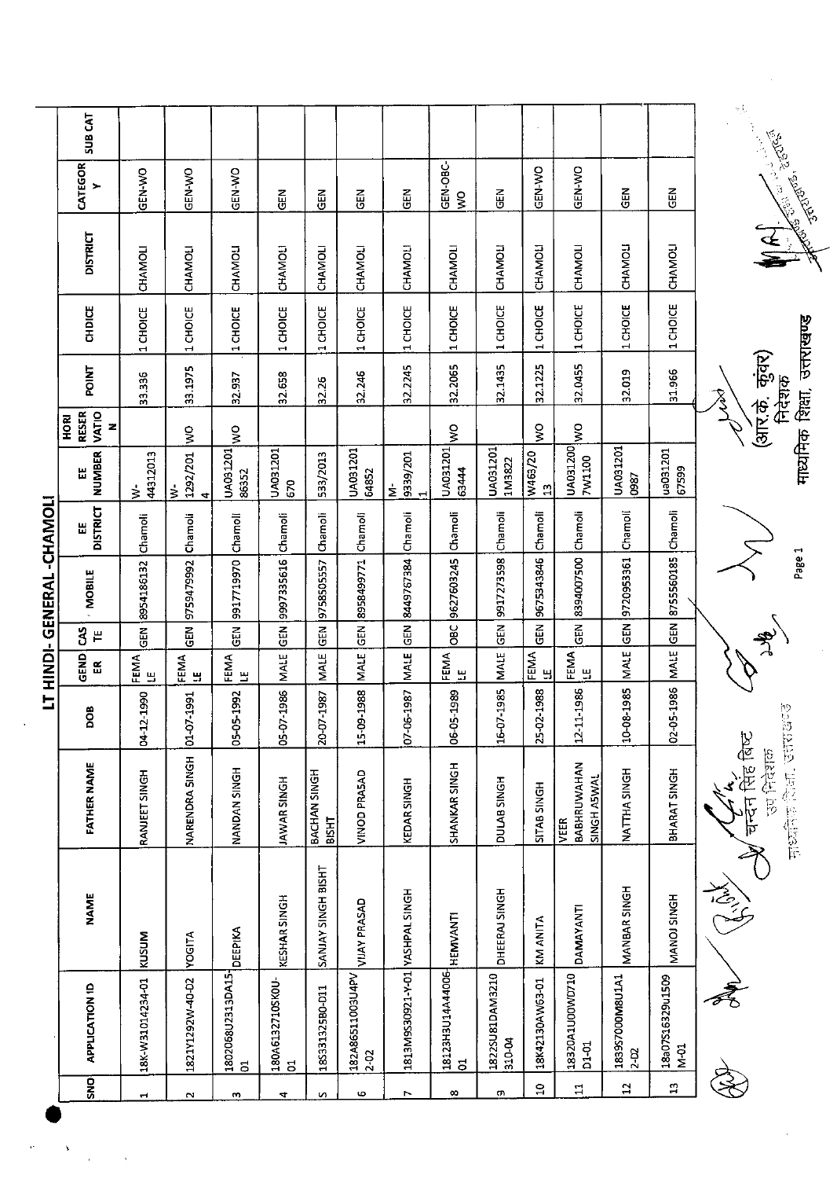# LT HINDI- GENERAL -CHAMOLI

| SNO | APPLICATION ID | NAME | FATHER NAME | DOB | GENDER | CASTE | MOBILE | EE DISTRICT | EE NUMBER | HORI RESERVATION | POINT | CHOICE | DISTRICT | CATEGORY | SUB CAT |
|---|---|---|---|---|---|---|---|---|---|---|---|---|---|---|---|
| 1 | 18K-W31014234-01 | KUSUM | RANJEET SINGH | 04-12-1990 | FEMALE | GEN | 8954186132 | Chamoli | W-44312013 | | 33.336 | 1 CHOICE | CHAMOLI | GEN-WO | |
| 2 | 1821Y1292W-40-02 | YOGITA | NARENDRA SINGH | 01-07-1991 | FEMALE | GEN | 9759479992 | Chamoli | W-1292/2014 | WO | 33.1975 | 1 CHOICE | CHAMOLI | GEN-WO | |
| 3 | 1802068U2313DA15-01 | DEEPIKA | NANDAN SINGH | 05-05-1992 | FEMALE | GEN | 9917719970 | Chamoli | UA031201 86352 | WO | 32.937 | 1 CHOICE | CHAMOLI | GEN-WO | |
| 4 | 180A6132710SK0U-01 | KESHAR SINGH | JAWAR SINGH | 05-07-1986 | MALE | GEN | 9997335616 | Chamoli | UA031201 670 | | 32.658 | 1 CHOICE | CHAMOLI | GEN | |
| 5 | 18S3313258O-D11 | SANJAY SINGH BISHT | BACHAN SINGH BISHT | 20-07-1987 | MALE | GEN | 9758505557 | Chamoli | 533/2013 | | 32.26 | 1 CHOICE | CHAMOLI | GEN | |
| 6 | 182A86511003U4PV 2-02 | VIJAY PRASAD | VINOD PRASAD | 15-09-1988 | MALE | GEN | 8958499771 | Chamoli | UA031201 64852 | | 32.246 | 1 CHOICE | CHAMOLI | GEN | |
| 7 | 1813M9S30921-Y-01 | YASHPAL SINGH | KEDAR SINGH | 07-06-1987 | MALE | GEN | 8449767384 | Chamoli | M-9339/2011 | | 32.2245 | 1 CHOICE | CHAMOLI | GEN | |
| 8 | 18123H3U14A4406-01 | HEMVANTI | SHANKAR SINGH | 06-05-1989 | FEMALE | OBC | 9627603245 | Chamoli | UA031201 63444 | WO | 32.2065 | 1 CHOICE | CHAMOLI | GEN-OBC-WO | |
| 9 | 1822SU81DAM3210 310-04 | DHEERAJ SINGH | DULAB SINGH | 16-07-1985 | MALE | GEN | 9917273598 | Chamoli | UA031201 1M3822 | | 32.1435 | 1 CHOICE | CHAMOLI | GEN | |
| 10 | 18K42130AW63-01 | KM ANITA | SITAB SINGH | 25-02-1988 | FEMALE | GEN | 9675343846 | Chamoli | W463/2013 | WO | 32.1225 | 1 CHOICE | CHAMOLI | GEN-WO | |
| 11 | 18320A1U00WD710 D1-01 | DAMAYANTI | VEER BABHRUWAHAN SINGH ASWAL | 12-11-1986 | FEMALE | GEN | 8394007500 | Chamoli | UA031200 7W1100 | WO | 32.0455 | 1 CHOICE | CHAMOLI | GEN-WO | |
| 12 | 1839S7000M8U1A1 2-D2 | MANBAR SINGH | NATTHA SINGH | 10-08-1985 | MALE | GEN | 9720953361 | Chamoli | UA031201 0987 | | 32.019 | 1 CHOICE | CHAMOLI | GEN | |
| 13 | 18a07S16329u1509 M-01 | MANOJ SINGH | BHARAT SINGH | 02-05-1986 | MALE | GEN | 8755560185 | Chamoli | ua031201 67599 | | 31.966 | 1 CHOICE | CHAMOLI | GEN | |

चन्दन सिंह बिष्ट
उप निदेशक
माध्यमिक शिक्षा, उत्तराखण्ड

(आर.के. कुंवर)
निदेशक
माध्यमिक शिक्षा, उत्तराखण्ड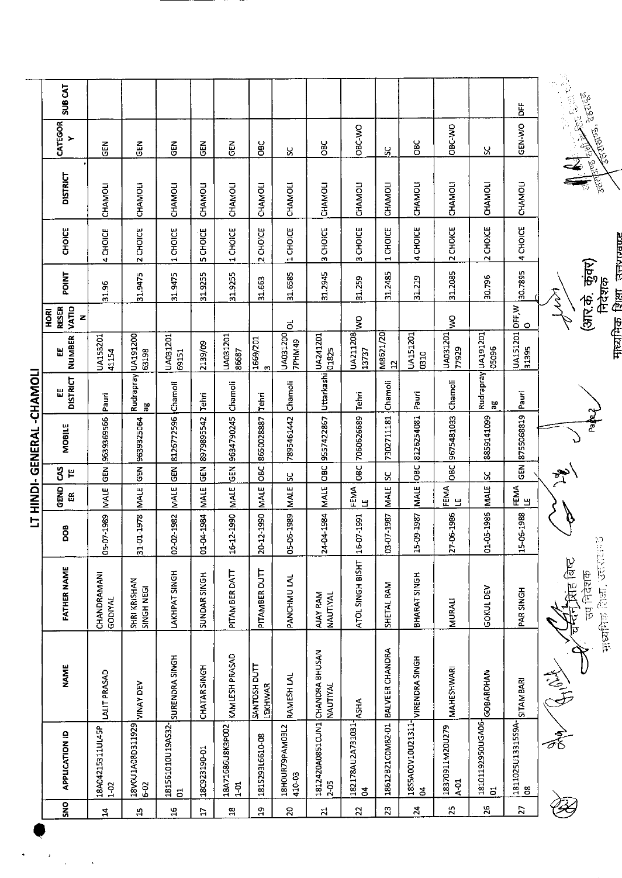# LT HINDI- GENERAL -CHAMOLI

| SNO | APPLICATION ID | NAME | FATHER NAME | DOB | GENDER | CASTE | MOBILE | EE DISTRICT | EE NUMBER | HORI RESERVATION | POINT | CHOICE | DISTRICT | CATEGORY | SUB CAT |
|---|---|---|---|---|---|---|---|---|---|---|---|---|---|---|---|
| 14 | 18A04215311UL45P1-02 | LALIT PRASAD | CHANDRAMANI GODIYAL | 05-07-1989 | MALE | GEN | 9639369566 | Pauri | UA15320141154 | | 31.96 | 4 CHOICE | CHAMOLI | GEN | |
| 15 | 18V0U1A08D3119296-02 | VINAY DEV | SHRI KRISHAN SINGH NEGI | 31-01-1978 | MALE | GEN | 9639325064 | Rudraprayag | UA19120063198 | | 31.9475 | 2 CHOICE | CHAMOLI | GEN | |
| 16 | 18156101OU19AS32-01 | SURENDRA SINGH | LAKHPAT SINGH | 02-02-1982 | MALE | GEN | 8126772596 | Chamoli | UA03120169151 | | 31.9475 | 1 CHOICE | CHAMOLI | GEN | |
| 17 | 18C923190-01 | CHATAR SINGH | SUNDAR SINGH | 01-04-1984 | MALE | GEN | 8979895542 | Tehri | 2139/09 | | 31.9255 | 5 CHOICE | CHAMOLI | GEN | |
| 18 | 18A7168GU8K3P0021-01 | KAMLESH PRASAD | PITAMBER DATT | 16-12-1990 | MALE | GEN | 9634790245 | Chamoli | UA03120186687 | | 31.9255 | 1 CHOICE | CHAMOLI | GEN | |
| 19 | 181S293L6610-08 | SANTOSH DUTT LEKHWAR | PITAMBER DUTT | 20-12-1990 | MALE | OBC | 8650028887 | Tehri | 1669/2013 | | 31.663 | 2 CHOICE | CHAMOLI | OBC | |
| 20 | 18H0UR79PAM03L2410-03 | RAMESH LAL | PANCHMU LAL | 05-06-1989 | MALE | SC | 7895461442 | Chamoli | UA0312007PHM49 | OL | 31.6585 | 1 CHOICE | CHAMOLI | SC | |
| 21 | 1812420A0851CUN12-05 | CHANDRA BHUSAN NAUTIYAL | AJAY RAM NAUTIYAL | 24-04-1984 | MALE | OBC | 9557422867 | Uttarkashi | UA24120101825 | | 31.2945 | 3 CHOICE | CHAMOLI | OBC | |
| 22 | 182178AU2A731031-04 | ASHA | ATOL SINGH BISHT | 16-07-1991 | FEMALE | OBC | 7060626689 | Tehri | UA21120813737 | WO | 31.259 | 3 CHOICE | CHAMOLI | OBC-WO | |
| 23 | 18612B21C0M82-01 | BALVEER CHANDRA | SHETAL RAM | 03-07-1987 | MALE | SC | 7302711181 | Chamoli | M8621/2012 | | 31.2485 | 1 CHOICE | CHAMOLI | SC | |
| 24 | 1855A00V10U21311-04 | VIRENDRA SINGH | BHARAT SINGH | 15-09-1987 | MALE | OBC | 8126254081 | Pauri | UA1512010310 | | 31.219 | 4 CHOICE | CHAMOLI | OBC | |
| 25 | 18370911M20U279A-01 | MAHESHWARI | MURALI | 27-06-1986 | FEMALE | OBC | 9675481033 | Chamoli | UA03120177929 | WO | 31.2085 | 2 CHOICE | CHAMOLI | OBC-WO | |
| 26 | 18101192950UGA0601 | GOBARDHAN | GOKUL DEV | 01-05-1986 | MALE | SC | 8859141099 | Rudraprayag | UA19120105096 | | 30.796 | 2 CHOICE | CHAMOLI | SC | |
| 27 | 1811025U1331S9A-08 | SITAMBARI | PAR SINGH | 15-06-1988 | FEMALE | GEN | 8755068819 | Pauri | UA15120131395 | DFF,WO | 30.7895 | 4 CHOICE | CHAMOLI | GEN-WO | DFF |

चन्द्र सिंह बिष्ट
उप निदेशक
माध्यमिक शिक्षा, उत्तराखण्ड

(आर.के. कुंवर)
निदेशक
माध्यमिक शिक्षा, उत्तराखण्ड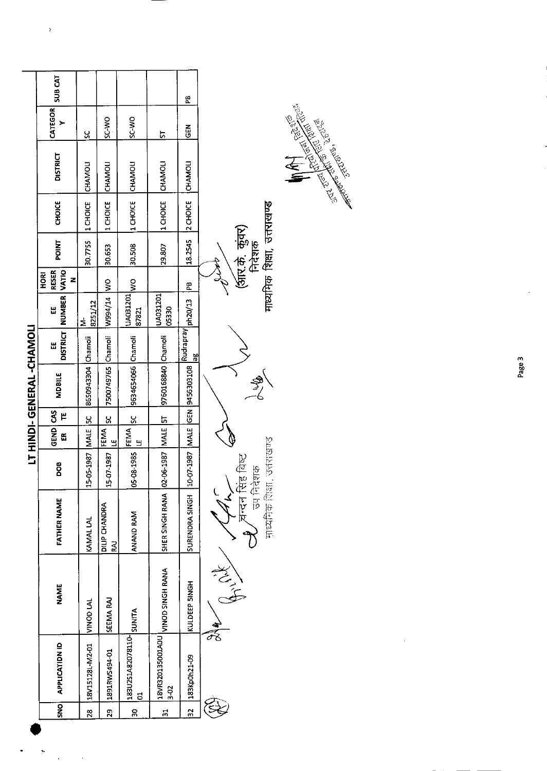# LT HINDI- GENERAL -CHAMOLI

| SNO | APPLICATION ID | NAME | FATHER NAME | DOB | GENDER | CASTE | MOBILE | EE DISTRICT | EE NUMBER | HORI RESERVATION | POINT | CHOICE | DISTRICT | CATEGORY | SUB CAT |
|---|---|---|---|---|---|---|---|---|---|---|---|---|---|---|---|
| 28 | 18V15128L-M2-01 | VINOD LAL | KAMAL LAL | 15-05-1987 | MALE | SC | 8650943304 | Chamoli | M-8251/12 | | 30.7755 | 1 CHOICE | CHAMOLI | SC | |
| 29 | 1891RWS494-01 | SEEMA RAJ | DILIP CHANDRA RAJ | 15-07-1987 | FEMALE | SC | 7500749765 | Chamoli | W994/14 | WO | 30.653 | 1 CHOICE | CHAMOLI | SC-WO | |
| 30 | 183U2S1A82078110-01 | SUNITA | ANAND RAM | 05-08-1985 | FEMALE | SC | 9634654066 | Chamoli | UA031201 87821 | WO | 30.508 | 1 CHOICE | CHAMOLI | SC-WO | |
| 31 | 18VR320135001A0U3-02 | VINOD SINGH RANA | SHER SINGH RANA | 02-06-1987 | MALE | ST | 9760168840 | Chamoli | UA031201 05330 | | 29.807 | 1 CHOICE | CHAMOLI | ST | |
| 32 | 183Kp0h21-09 | KULDEEP SINGH | SURENDRA SINGH | 10-07-1987 | MALE | GEN | 9456303108 | Rudraprayag | ph20/13 | PB | 18.2545 | 2 CHOICE | CHAMOLI | GEN | PB |

चन्दन सिंह बिष्ट
उप निदेशक
माध्यमिक शिक्षा, उत्तराखण्ड

(आर.के. कुंवर)
निदेशक
माध्यमिक शिक्षा, उत्तराखण्ड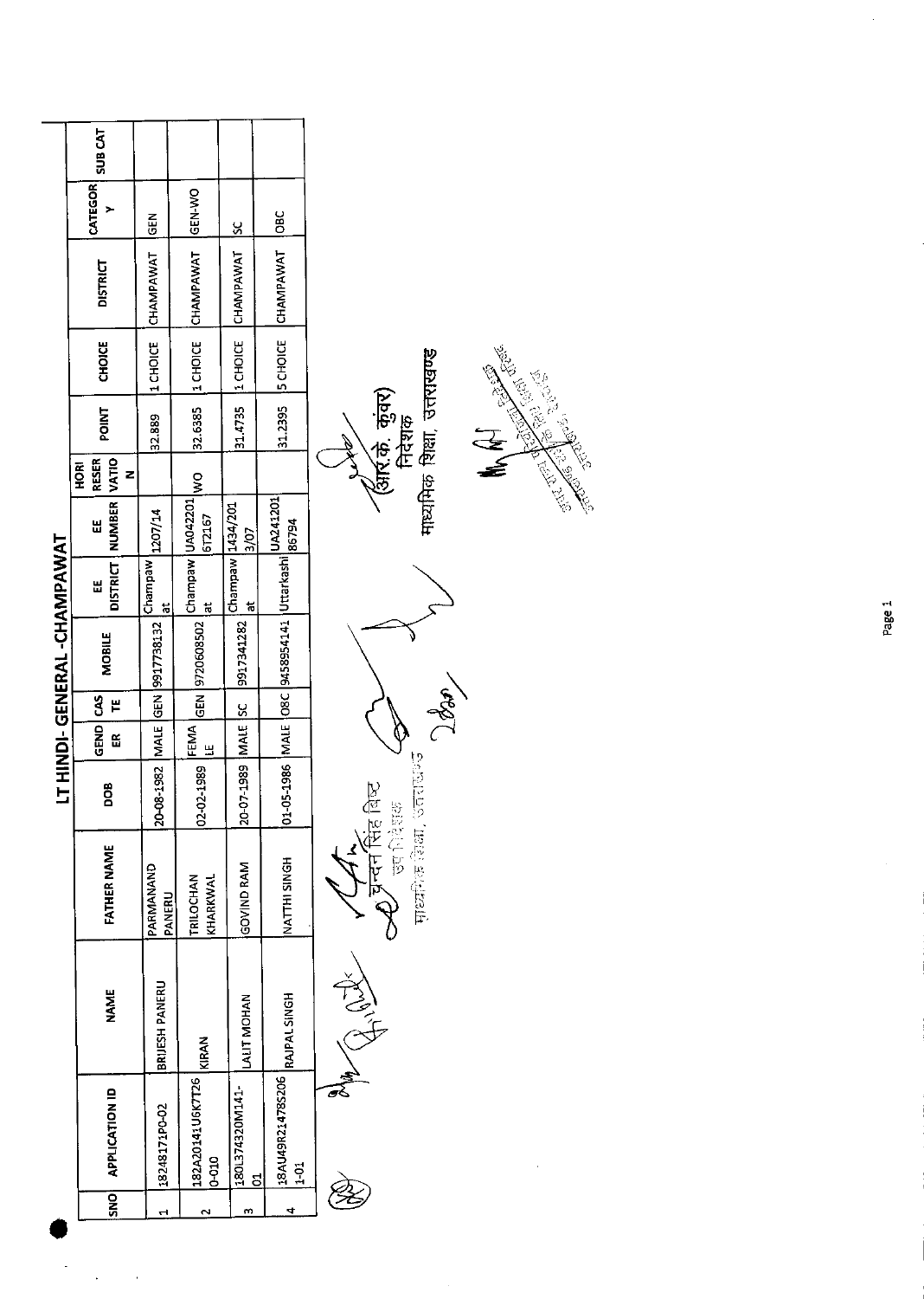# LT HINDI- GENERAL -CHAMPAWAT

| SNO | APPLICATION ID | NAME | FATHER NAME | DOB | GENDER | CASTE | MOBILE | EE DISTRICT | EE NUMBER | HORI RESERVATION | POINT | CHOICE | DISTRICT | CATEGORY | SUB CAT |
|---|---|---|---|---|---|---|---|---|---|---|---|---|---|---|---|
| 1 | 1824817P0-02 | BRIJESH PANERU | PARMANAND PANERU | 20-08-1982 | MALE | GEN | 9917738132 | Champawat | 1207/14 | | 32.889 | 1 CHOICE | CHAMPAWAT | GEN | |
| 2 | 182A20141U6K7T260-010 | KIRAN | TRILOCHAN KHARKWAL | 02-02-1989 | FEMALE | GEN | 9720608502 | Champawat | UA0422016T2167 | WO | 32.6385 | 1 CHOICE | CHAMPAWAT | GEN-WO | |
| 3 | 180L374320M141-01 | LALIT MOHAN | GOVIND RAM | 20-07-1989 | MALE | SC | 9917341282 | Champawat | 1434/2013/07 | | 31.4735 | 1 CHOICE | CHAMPAWAT | SC | |
| 4 | 18AU49R21478S2061-01 | RAJPAL SINGH | NATTHI SINGH | 01-05-1986 | MALE | OBC | 9458954141 | Uttarkashi | UA24120186794 | | 31.2395 | 5 CHOICE | CHAMPAWAT | OBC | |

चन्दन सिंह बिष्ट
उप निदेशक
माध्यमिक शिक्षा, उत्तराखण्ड

(आर.के. कुंवर)
निदेशक
माध्यमिक शिक्षा, उत्तराखण्ड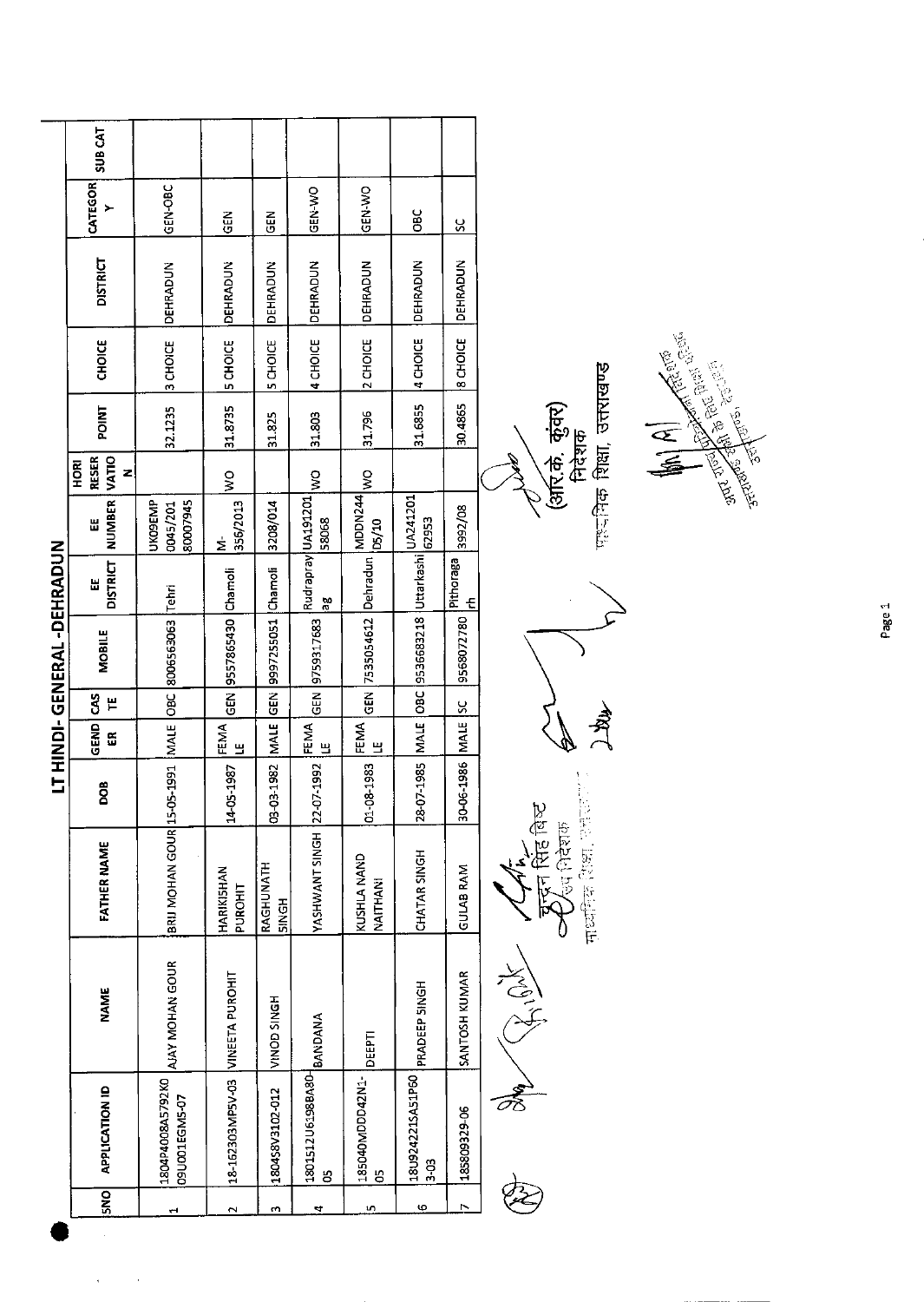# LT HINDI- GENERAL-DEHRADUN

| SNO | APPLICATION ID | NAME | FATHER NAME | DOB | GENDER | CASTE | MOBILE | EE DISTRICT | EE NUMBER | HORI RESERVATION | POINT | CHOICE | DISTRICT | CATEGORY | SUB CAT |
|---|---|---|---|---|---|---|---|---|---|---|---|---|---|---|---|
| 1 | 1804P4008A5792K009U001EGMS-07 | AJAY MOHAN GOUR | BRIJ MOHAN GOUR | 15-05-1991 | MALE | OBC | 8006563063 | Tehri | UK09EMP0045/2018000794 5 | | 32.1235 | 3 CHOICE | DEHRADUN | GEN-OBC | |
| 2 | 18-162303MP5V-03 | VINEETA PUROHIT | HARIKISHAN PUROHIT | 14-05-1987 | FEMALE | GEN | 9557865430 | Chamoli | M-356/2013 | WO | 31.8735 | 5 CHOICE | DEHRADUN | GEN | |
| 3 | 180458V3102-012 | VINOD SINGH | RAGHUNATH SINGH | 03-03-1982 | MALE | GEN | 9997255051 | Chamoli | 3208/014 | | 31.825 | 5 CHOICE | DEHRADUN | GEN | |
| 4 | 1801512U61988A80-05 | BANDANA | YASHWANT SINGH | 22-07-1992 | FEMALE | GEN | 9759317683 | Rudraprayag | UA19120158068 | WO | 31.803 | 4 CHOICE | DEHRADUN | GEN-WO | |
| 5 | 185040MDD042N1-05 | DEEPTI | KUSHLA NAND NAITHANI | 01-08-1983 | FEMALE | GEN | 7535054612 | Dehradun | MDDN244 05/10 | WO | 31.796 | 2 CHOICE | DEHRADUN | GEN-WO | |
| 6 | 18U92422ISA51P603-03 | PRADEEP SINGH | CHATAR SINGH | 28-07-1985 | MALE | OBC | 9536683218 | Uttarkashi | UA24120162953 | | 31.6855 | 4 CHOICE | DEHRADUN | OBC | |
| 7 | 185809329-06 | SANTOSH KUMAR | GULAB RAM | 30-06-1986 | MALE | SC | 9568072780 | Pithoragarh | 3992/08 | | 30.4865 | 8 CHOICE | DEHRADUN | SC | |

कुन्दन सिंह बिष्ट
उप निदेशक
माध्यमिक शिक्षा, उत्तराखण्ड

(आर.के. कुंवर)
निदेशक
माध्यमिक शिक्षा, उत्तराखण्ड

अपर राज्य परियोजना निदेशक
राज्य परियोजना कार्यालय, उत्तराखण्ड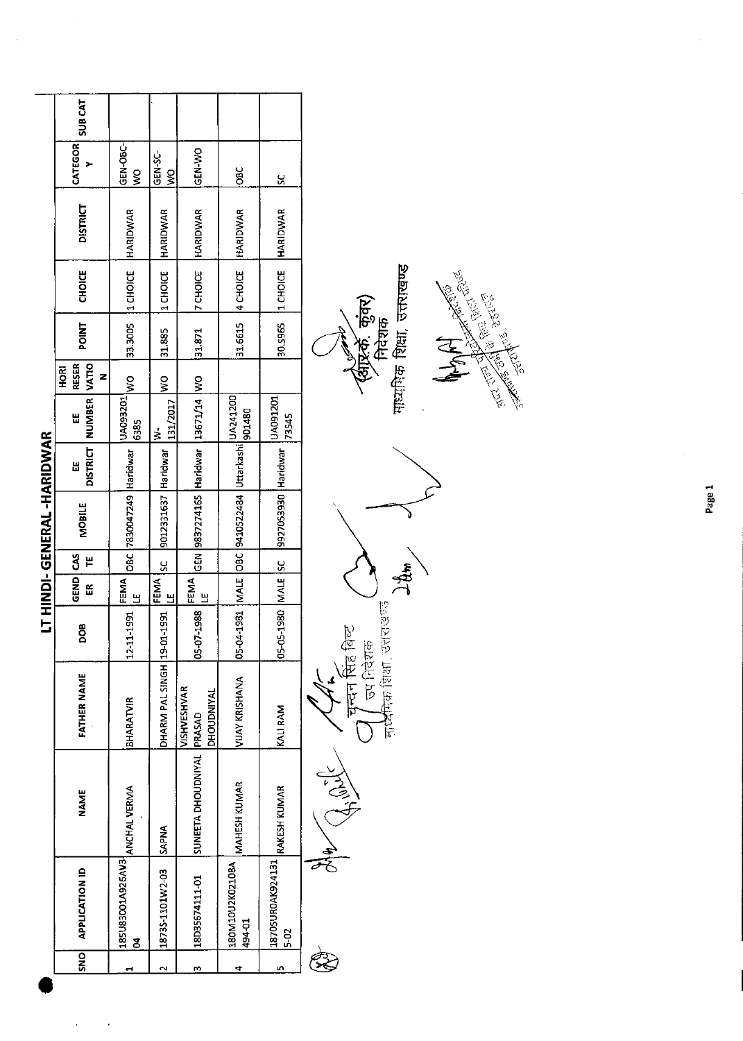# LT HINDI- GENERAL -HARIDWAR

| SNO | APPLICATION ID | NAME | FATHER NAME | DOB | GENDER | CASTE | MOBILE | EE DISTRICT | EE NUMBER | HORI RESERVATION | POINT | CHOICE | DISTRICT | CATEGORY | SUB CAT |
|---|---|---|---|---|---|---|---|---|---|---|---|---|---|---|---|
| 1 | 185U83001A926AV304 | ANCHAL VERMA | BHARATVIR | 12-11-1991 | FEMALE | OBC | 7830047249 | Haridwar | UA0932016385 | WO | 33.3005 | 1 CHOICE | HARIDWAR | GEN-OBC-WO | |
| 2 | 1873S-1101W2-03 | SAPNA | DHARM PAL SINGH | 19-01-1991 | FEMALE | SC | 9012331637 | Haridwar | W-131/2017 | WO | 31.885 | 1 CHOICE | HARIDWAR | GEN-SC-WO | |
| 3 | 18D35674111-01 | SUNEETA DHOUDNIYAL | VISHVESHVAR PRASAD DHOUDNIYAL | 05-07-1988 | FEMALE | GEN | 9837274165 | Haridwar | 13671/14 | WO | 31.871 | 7 CHOICE | HARIDWAR | GEN-WO | |
| 4 | 180M10U2K02108A494-01 | MAHESH KUMAR | VIJAY KRISHANA | 05-04-1981 | MALE | OBC | 9410522484 | Uttarkashi | UA241200901480 | | 31.6615 | 4 CHOICE | HARIDWAR | OBC | |
| 5 | 1870SUR0AK9241315-02 | RAKESH KUMAR | KALI RAM | 05-05-1980 | MALE | SC | 9927053930 | Haridwar | UA09120173545 | | 30.5965 | 1 CHOICE | HARIDWAR | SC | |

चन्दन सिंह बिष्ट
उप निदेशक
माध्यमिक शिक्षा, उत्तराखण्ड

(आर.के. कुंवर)
निदेशक
माध्यमिक शिक्षा, उत्तराखण्ड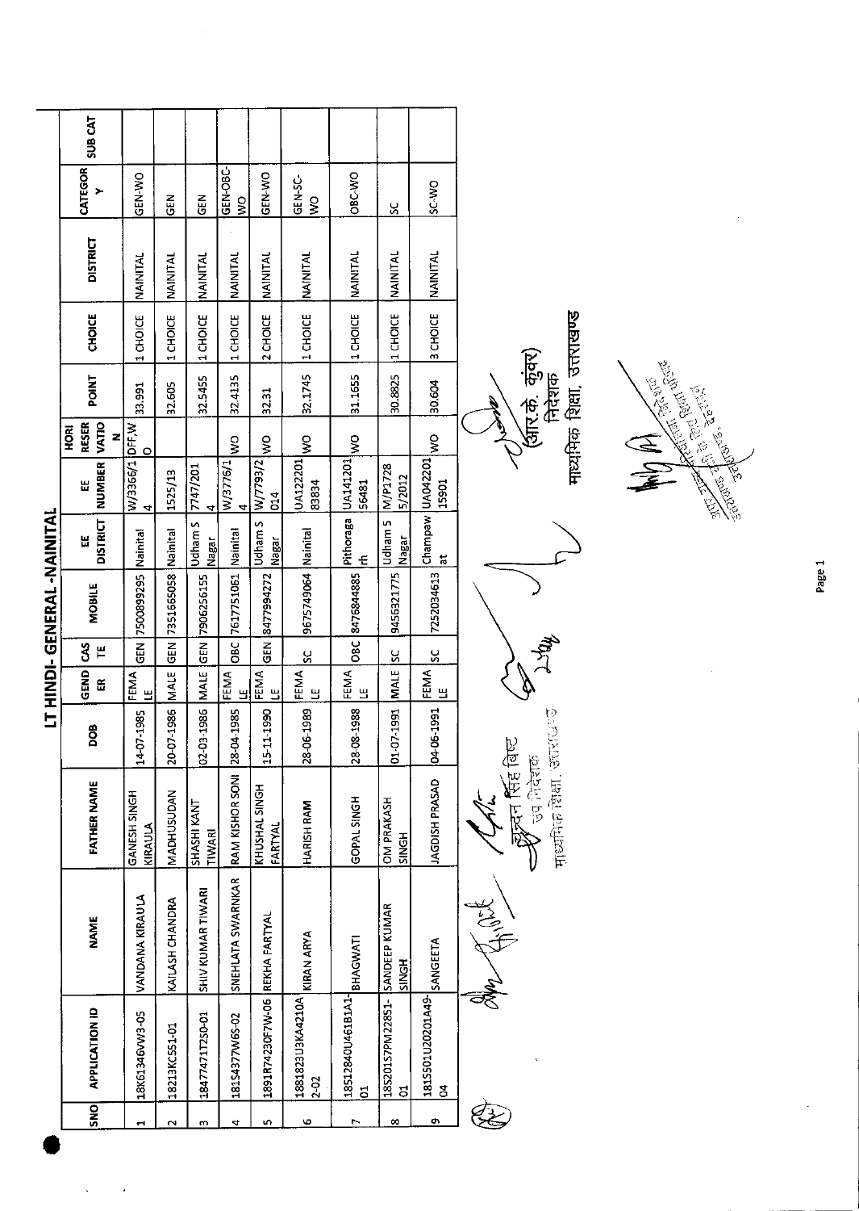# LT HINDI- GENERAL -NAINITAL

| SNO | APPLICATION ID | NAME | FATHER NAME | DOB | GENDER | CASTE | MOBILE | EE DISTRICT | EE NUMBER | HORI RESERVATION | POINT | CHOICE | DISTRICT | CATEGORY | SUB CAT |
|---|---|---|---|---|---|---|---|---|---|---|---|---|---|---|---|
| 1 | 18K61346VW3-05 | VANDANA KIRAULA | GANESH SINGH KIRAULA | 14-07-1985 | FEMALE | GEN | 7500899295 | Nainital | W/3366/14 | DFF,WO | 33.991 | 1 CHOICE | NAINITAL | GEN-WO | |
| 2 | 18213KC5S1-01 | KAILASH CHANDRA | MADHUSUDAN | 20-07-1986 | MALE | GEN | 7351665058 | Nainital | 1525/13 | | 32.605 | 1 CHOICE | NAINITAL | GEN | |
| 3 | 18477471T2S0-01 | SHIV KUMAR TIWARI | SHASHI KANT TIWARI | 02-03-1986 | MALE | GEN | 7906256155 | Udham S Nagar | 7747/2014 | | 32.5455 | 1 CHOICE | NAINITAL | GEN | |
| 4 | 181S4377W6S-02 | SNEHLATA SWARNKAR | RAM KISHOR SONI | 28-04-1985 | FEMALE | OBC | 7617751061 | Nainital | W/3776/14 | WO | 32.4135 | 1 CHOICE | NAINITAL | GEN-OBC-WO | |
| 5 | 1891R74230F7W-06 | REKHA FARTYAL | KHUSHAL SINGH FARTYAL | 15-11-1990 | FEMALE | GEN | 8477994272 | Udham S Nagar | W/7793/2014 | WO | 32.31 | 2 CHOICE | NAINITAL | GEN-WO | |
| 6 | 1881823U3KA4210A2-02 | KIRAN ARYA | HARISH RAM | 28-06-1989 | FEMALE | SC | 9675749064 | Nainital | UA12220183834 | WO | 32.1745 | 1 CHOICE | NAINITAL | GEN-SC-WO | |
| 7 | 18512840U461B1A1-01 | BHAGWATI | GOPAL SINGH | 28-08-1988 | FEMALE | OBC | 8476844885 | Pithoragarh | UA14120156481 | WO | 31.1655 | 1 CHOICE | NAINITAL | OBC-WO | |
| 8 | 18S201S7PM22851-01 | SANDEEP KUMAR SINGH | OM PRAKASH SINGH | 01-07-1991 | MALE | SC | 9456321775 | Udham S Nagar | M/P17285/2012 | | 30.8825 | 1 CHOICE | NAINITAL | SC | |
| 9 | 181S501U20201A49-04 | SANGEETA | JAGDISH PRASAD | 04-06-1991 | FEMALE | SC | 7252034613 | Champawat | UA04220115901 | WO | 30.604 | 3 CHOICE | NAINITAL | SC-WO | |

कुन्दन सिंह बिष्ट
उप निदेशक
माध्यमिक शिक्षा, उत्तराखण्ड

(आर.के. कुंवर)
निदेशक
माध्यमिक शिक्षा, उत्तराखण्ड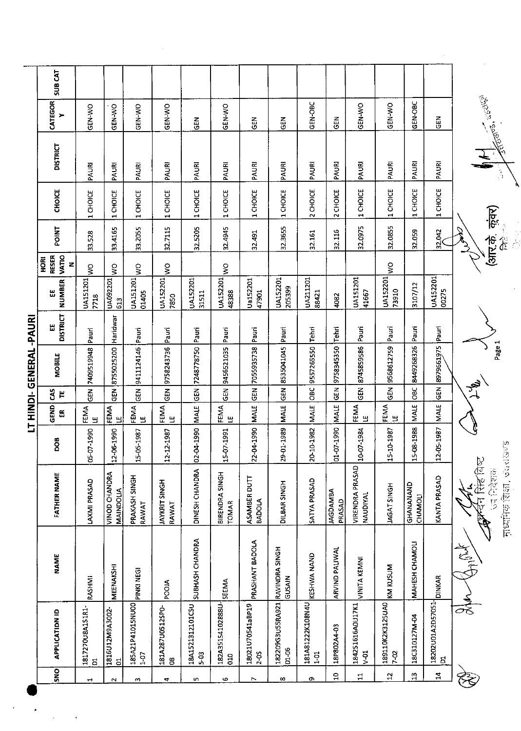# LT HINDI- GENERAL -PAURI

| SNO | APPLICATION ID | NAME | FATHER NAME | DOB | GENDER | CASTE | MOBILE | EE DISTRICT | EE NUMBER | HORI RESERVATION | POINT | CHOICE | DISTRICT | CATEGORY | SUB CAT |
|---|---|---|---|---|---|---|---|---|---|---|---|---|---|---|---|
| 1 | 1817270U8A1S1R1-D1 | RASHMI | LAXMI PRASAD | 05-07-1990 | FEMALE | GEN | 7409519948 | Pauri | UA1512017718 | WO | 33.528 | 1 CHOICE | PAURI | GEN-WO | |
| 2 | 1816U12M9A3002-01 | MEENAKSHI | VINOD CHANDRA MAINDOLIA | 12-06-1990 | FEMALE | GEN | 8755025200 | Haridwar | UA092201613 | WO | 33.4165 | 1 CHOICE | PAURI | GEN-WO | |
| 3 | 185A21P41015NU001-07 | PINKI NEGI | PRAKASH SINGH RAWAT | 15-05-1987 | FEMALE | GEN | 9411124146 | Pauri | UA15120101405 | WO | 33.2055 | 1 CHOICE | PAURI | GEN-WO | |
| 4 | 181A287U0512SP0-08 | POOJA | JAYKRIT SINGH RAWAT | 12-12-1987 | FEMALE | GEN | 9758243736 | Pauri | UA1522017850 | WO | 32.7115 | 1 CHOICE | PAURI | GEN-WO | |
| 5 | 18A1521312101CSU5-03 | SUBHASH CHANDRA | DINESH CHANDRA | 02-04-1990 | MALE | GEN | 7248778750 | Pauri | UA15220131511 | | 32.5205 | 1 CHOICE | PAURI | GEN | |
| 6 | 182A351S4102888U-010 | SEEMA | BIRENDRA SINGH TOMAR | 15-07-1991 | FEMALE | GEN | 9456521035 | Pauri | UA15220148388 | WO | 32.4945 | 1 CHOICE | PAURI | GEN-WO | |
| 7 | 18021U70541aBP192-0S | PRASHANT BADOLA | ASAMBER DUTT BADOLA | 22-04-1990 | MALE | GEN | 7055935738 | Pauri | Ua15220147901 | | 32.491 | 1 CHOICE | PAURI | GEN | |
| 8 | 182209G3U55RA92101-06 | RAVINDRA SINGH GUSAIN | DILBAR SINGH | 29-01-1989 | MALE | GEN | 8535041045 | Pauri | UA152201205399 | | 32.3655 | 1 CHOICE | PAURI | GEN | |
| 9 | 181A81222K108N4U1-01 | KESHWA NAND | SATYA PRASAD | 20-10-1982 | MALE | OBC | 9557265550 | Tehri | UA21120188421 | | 32.161 | 2 CHOICE | PAURI | GEN-OBC | |
| 10 | 18P802A4-03 | ARVIND PALIWAL | JAGDAMBA PRASAD | 01-07-1990 | MALE | GEN | 9758345350 | Tehri | 4082 | | 32.116 | 2 CHOICE | PAURI | GEN | |
| 11 | 1842S1616A0U17K1V-01 | VINITA KEMNI | VIRENDRA PRASAD NAUDIYAL | 10-07-1984 | FEMALE | GEN | 8745859586 | Pauri | UA15120141667 | | 32.0975 | 1 CHOICE | PAURI | GEN-WO | |
| 12 | 189110K2K3125UA07-02 | KM KUSUM | JAGAT SINGH | 15-10-1987 | FEMALE | GEN | 9568612759 | Pauri | UA15220173910 | WO | 32.0855 | 1 CHOICE | PAURI | GEN-WO | |
| 13 | 18C310127M-04 | MAHESH CHAMOLI | GHANANAND CHAMOLI | 15-08-1988 | MALE | OBC | 8449268326 | Pauri | 3107/12 | | 32.059 | 1 CHOICE | PAURI | GEN-OBC | |
| 14 | 18202U01A2D57051-D1 | DINKAR | KANTA PRASAD | 12-05-1987 | MALE | GEN | 8979661975 | Pauri | UA15220100275 | | 32.042 | 1 CHOICE | PAURI | GEN | |

(कुन्दन सिंह बिष्ट)
उप निदेशक
माध्यमिक शिक्षा, उत्तराखण्ड

(आर.के. कुंवर)
निदेशक

उत्तराखण्ड, देहरादून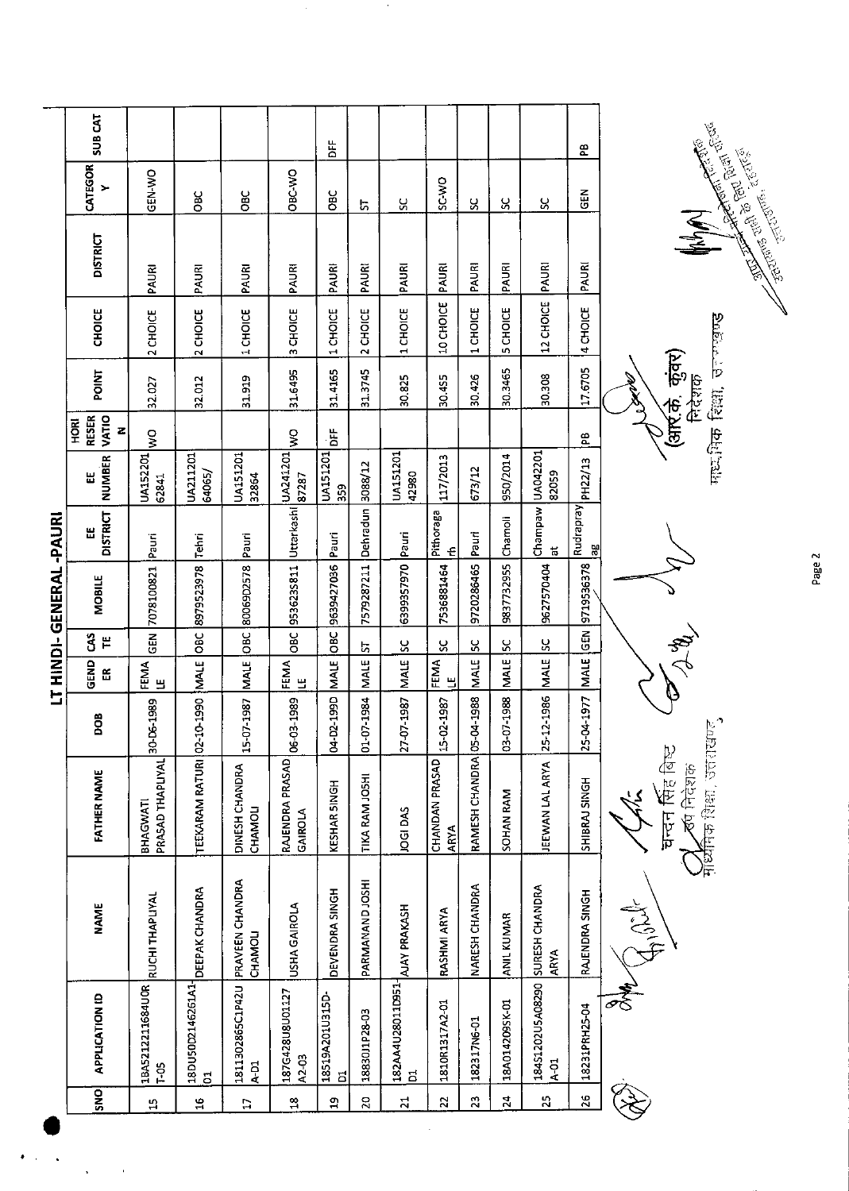# LT HINDI- GENERAL -PAURI

| SNO | APPLICATION ID | NAME | FATHER NAME | DOB | GENDER | CASTE | MOBILE | EE DISTRICT | EE NUMBER | HORI RESERVATION | POINT | CHOICE | DISTRICT | CATEGORY | SUB CAT |
|---|---|---|---|---|---|---|---|---|---|---|---|---|---|---|---|
| 15 | 18A5212211684U0RT-05 | RUCHI THAPLIYAL | BHAGWATI PRASAD THAPLIYAL | 30-06-1989 | FEMALE | GEN | 7078100821 | Pauri | UA15220162841 | WO | 32.027 | 2 CHOICE | PAURI | GEN-WO | |
| 16 | 18DU50D2146261A1-01 | DEEPAK CHANDRA | TEEKARAM RATURI | 02-10-1990 | MALE | OBC | 8979523978 | Tehri | UA21120164065/ | | 32.012 | 2 CHOICE | PAURI | OBC | |
| 17 | 1811302865C1P42UA-01 | PRAVEEN CHANDRA CHAMOLI | DINESH CHANDRA CHAMOLI | 15-07-1987 | MALE | OBC | 8006902578 | Pauri | UA15120132864 | | 31.919 | 1 CHOICE | PAURI | OBC | |
| 18 | 187G428U8U01127A2-03 | USHA GAIROLA | RAJENDRA PRASAD GAIROLA | 06-03-1989 | FEMALE | OBC | 9536235811 | Utterkashi | UA24120187287 | WO | 31.6495 | 3 CHOICE | PAURI | OBC-WO | |
| 19 | 18519A201U315D-01 | DEVENDRA SINGH | KESHAR SINGH | 04-02-1990 | MALE | OBC | 9639427036 | Pauri | UA151201359 | DFF | 31.4165 | 1 CHOICE | PAURI | OBC | DFF |
| 20 | 18830U1P28-03 | PARMANAND JOSHI | TIKA RAM JOSHI | 01-07-1984 | MALE | ST | 7579287211 | Dehradun | 3088/12 | | 31.3745 | 2 CHOICE | PAURI | ST | |
| 21 | 182AA4U28011D951-01 | AJAY PRAKASH | JOGI DAS | 27-07-1987 | MALE | SC | 6399357970 | Pauri | UA15120142980 | | 30.825 | 1 CHOICE | PAURI | SC | |
| 22 | 1810R1317A2-01 | RASHMI ARYA | CHANDAN PRASAD ARYA | 15-02-1987 | FEMALE | SC | 7536881464 | Pithoragarh | 117/2013 | | 30.455 | 10 CHOICE | PAURI | SC-WO | |
| 23 | 182317N6-01 | NARESH CHANDRA | RAMESH CHANDRA | 05-04-1988 | MALE | SC | 9720286465 | Pauri | 673/12 | | 30.426 | 1 CHOICE | PAURI | SC | |
| 24 | 18A014209SK-01 | ANIL KUMAR | SOHAN RAM | 03-07-1988 | MALE | SC | 9837732955 | Chamoli | 950/2014 | | 30.3465 | 5 CHOICE | PAURI | SC | |
| 25 | 184S1202U5A08290A-01 | SURESH CHANDRA ARYA | JEEWAN LAL ARYA | 25-12-1986 | MALE | SC | 9627570404 | Champawat | UA04220182059 | | 30.308 | 12 CHOICE | PAURI | SC | |
| 26 | 18231PRH25-04 | RAJENDRA SINGH | SHIBRAJ SINGH | 25-04-1977 | MALE | GEN | 9719536378 | Rudraprayag | PH22/13 | PB | 17.6705 | 4 CHOICE | PAURI | GEN | PB |

चन्दन सिंह बिष्ट
उप निदेशक
माध्यमिक शिक्षा, उत्तराखण्ड

(आर.के. कुंवर)
निदेशक
माध्यमिक शिक्षा, उत्तराखण्ड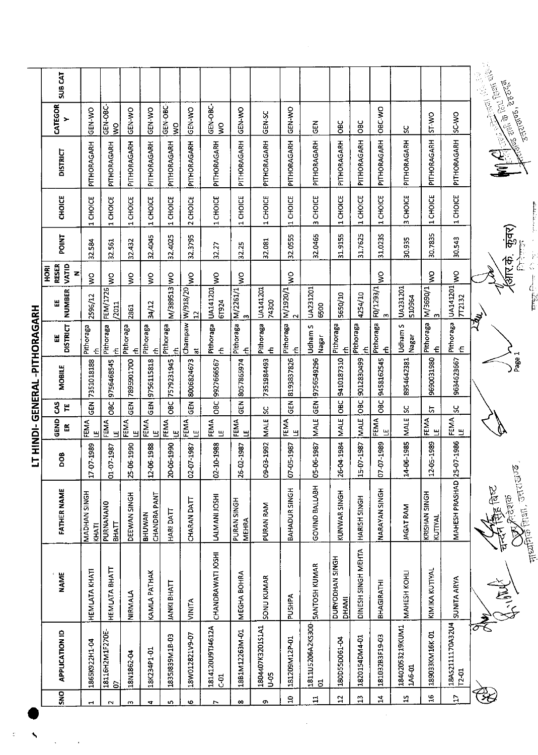# LT HINDI- GENERAL-PITHORAGARH

| SNO | APPLICATION ID | NAME | FATHER NAME | DOB | GENDER | CASTE | MOBILE | EE DISTRICT | EE NUMBER | HORI RESERVATION | POINT | CHOICE | DISTRICT | CATEGORY | SUB CAT |
|---|---|---|---|---|---|---|---|---|---|---|---|---|---|---|---|
| 1 | 1865K922H1-04 | HEMLATA KHATI | MADHAN SINGH KHATI | 17-07-1989 | FEMALE | GEN | 7351018188 | Pithoragarh | 2596/12 | WO | 32.584 | 1 CHOICE | PITHORAGARH | GEN-WO | |
| 2 | 18116H2M1F270E-07 | HEMLATA BHATT | PURNANAND BHATT | 01-07-1987 | FEMALE | OBC | 9756468545 | Pithoragarh | FEM/1726/2011 | WO | 32.561 | 1 CHOICE | PITHORAGARH | GEN-OBC-WO | |
| 3 | 18N1862-04 | NIRMALA | DEEWAN SINGH | 25-06-1990 | FEMALE | GEN | 7895901700 | Pithoragarh | 2861 | WO | 32.432 | 1 CHOICE | PITHORAGARH | GEN-WO | |
| 4 | 18K234P1-01 | KAMLA PATHAK | BHUWAN CHANDRA PANT | 12-06-1988 | FEMALE | GEN | 9756115818 | Pithoragarh | 34/12 | WO | 32.4045 | 1 CHOICE | PITHORAGARH | GEN-WO | |
| 5 | 1835J839M1B-03 | JANKI BHATT | HARI DATT | 20-06-1990 | FEMALE | OBC | 7579231945 | Pithoragarh | M/389513 | WO | 32.4025 | 1 CHOICE | PITHORAGARH | GEN-OBC-WO | |
| 6 | 18W012821V9-07 | VINITA | CHARAN DATT | 02-07-1987 | FEMALE | GEN | 8006824673 | Champawat | W/918/2012 | WO | 32.3795 | 2 CHOICE | PITHORAGARH | GEN-WO | |
| 7 | 1814120U9TJ4612AC-01 | CHANDRAWATI JOSHI | LALMANI JOSHI | 02-10-1988 | FEMALE | OBC | 9927666567 | Pithoragarh | UA1412016T924 | WO | 32.27 | 1 CHOICE | PITHORAGARH | GEN-OBC-WO | |
| 8 | 18B1M12263M-01 | MEGHA BOHRA | PURAN SINGH MEHRA | 26-02-1987 | FEMALE | GEN | 8057865974 | Pithoragarh | M/2261/13 | WO | 32.25 | 1 CHOICE | PITHORAGARH | GEN-WO | |
| 9 | 1804407K3201S1A1U-05 | SONU KUMAR | PURAN RAM | 09-03-1992 | MALE | SC | 7351984493 | Pithoragarh | UA14120174300 | | 32.081 | 1 CHOICE | PITHORAGARH | GEN-SC | |
| 10 | 181209M12P-01 | PUSHPA | BAHADUR SINGH | 07-05-1987 | FEMALE | GEN | 8193837826 | Pithoragarh | M/1920/12 | WO | 32.0555 | 1 CHOICE | PITHORAGARH | GEN-WO | |
| 11 | 1811U5206A2K5300-01 | SANTOSH KUMAR | GOVIND BALLABH | 05-06-1987 | MALE | GEN | 9756549296 | Udham S Nagar | UA2312016500 | | 32.0465 | 3 CHOICE | PITHORAGARH | GEN | |
| 12 | 180D55D061-04 | DURYODHAN SINGH DHAMI | KUNWAR SINGH | 26-04-1984 | MALE | OBC | 9410187310 | Pithoragarh | 5650/10 | | 31.9155 | 1 CHOICE | PITHORAGARH | OBC | |
| 13 | 1820154DM4-01 | DINESH SINGH MEHTA | HARISH SINGH | 15-07-1987 | MALE | OBC | 9012830499 | Pithoragarh | 4254/10 | | 31.7625 | 1 CHOICE | PITHORAGARH | OBC | |
| 14 | 181032B3F19-03 | BHAGIRATHI | NARAYAN SINGH | 07-07-1989 | FEMALE | OBC | 9458162545 | Pithoragarh | F0/1293/13 | WO | 31.0235 | 1 CHOICE | PITHORAGARH | OBC-WO | |
| 15 | 18402053219KUM11A6-01 | MAHESH KOHLI | JAGAT RAM | 14-06-1985 | MALE | SC | 8954642381 | Udham S Nagar | UA231201510964 | | 30.935 | 3 CHOICE | PITHORAGARH | SC | |
| 16 | 189033KM16K-01 | KIMIKA KUTIYAL | KRISHAN SINGH KUTIYAL | 12-05-1989 | FEMALE | ST | 9690031980 | Pithoragarh | M/3690/13 | WO | 30.7835 | 1 CHOICE | PITHORAGARH | ST-WO | |
| 17 | 18AS2111170A32U4T2-01 | SUNITA ARYA | MAHESH PRASHAD | 25-07-1986 | FEMALE | SC | 9634623667 | Pithoragarh | UA1412017T2132 | WO | 30.543 | 1 CHOICE | PITHORAGARH | SC-WO | |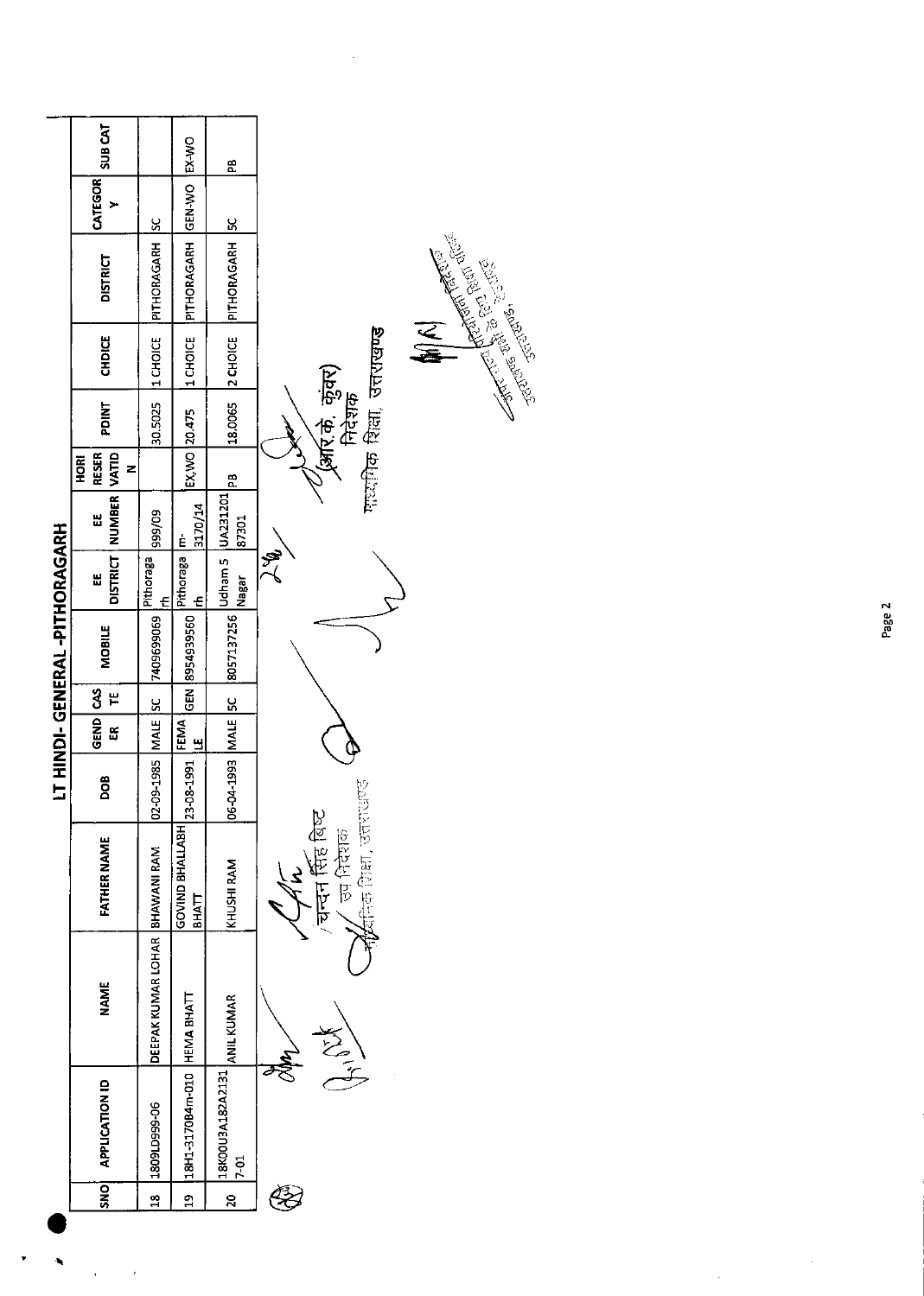# LT HINDI- GENERAL -PITHORAGARH

| SNO | APPLICATION ID | NAME | FATHER NAME | DOB | GENDER | CASTE | MOBILE | EE DISTRICT | EE NUMBER | HORI RESERVATION | POINT | CHOICE | DISTRICT | CATEGORY | SUB CAT |
|---|---|---|---|---|---|---|---|---|---|---|---|---|---|---|---|
| 18 | 1809LD999-06 | DEEPAK KUMAR LOHAR | BHAWANI RAM | 02-09-1985 | MALE | SC | 7409699069 | Pithoragarh | 999/09 | | 30.5025 | 1 CHOICE | PITHORAGARH | SC | |
| 19 | 18H1-317084m-010 | HEMA BHATT | GOVIND BHALLABH BHATT | 23-08-1991 | FEMALE | GEN | 8954939560 | Pithoragarh | m-3170/14 | EX,WO | 20.475 | 1 CHOICE | PITHORAGARH | GEN-WO | EX-WO |
| 20 | 18K00U3A182A21317-01 | ANIL KUMAR | KHUSHI RAM | 06-04-1993 | MALE | SC | 8057137256 | Udham S Nagar | UA23120187301 | PB | 18.0065 | 2 CHOICE | PITHORAGARH | SC | PB |

चन्दन सिंह बिष्ट
उप निदेशक
माध्यमिक शिक्षा, उत्तराखण्ड

(आर.के. कुंवर)
निदेशक
माध्यमिक शिक्षा, उत्तराखण्ड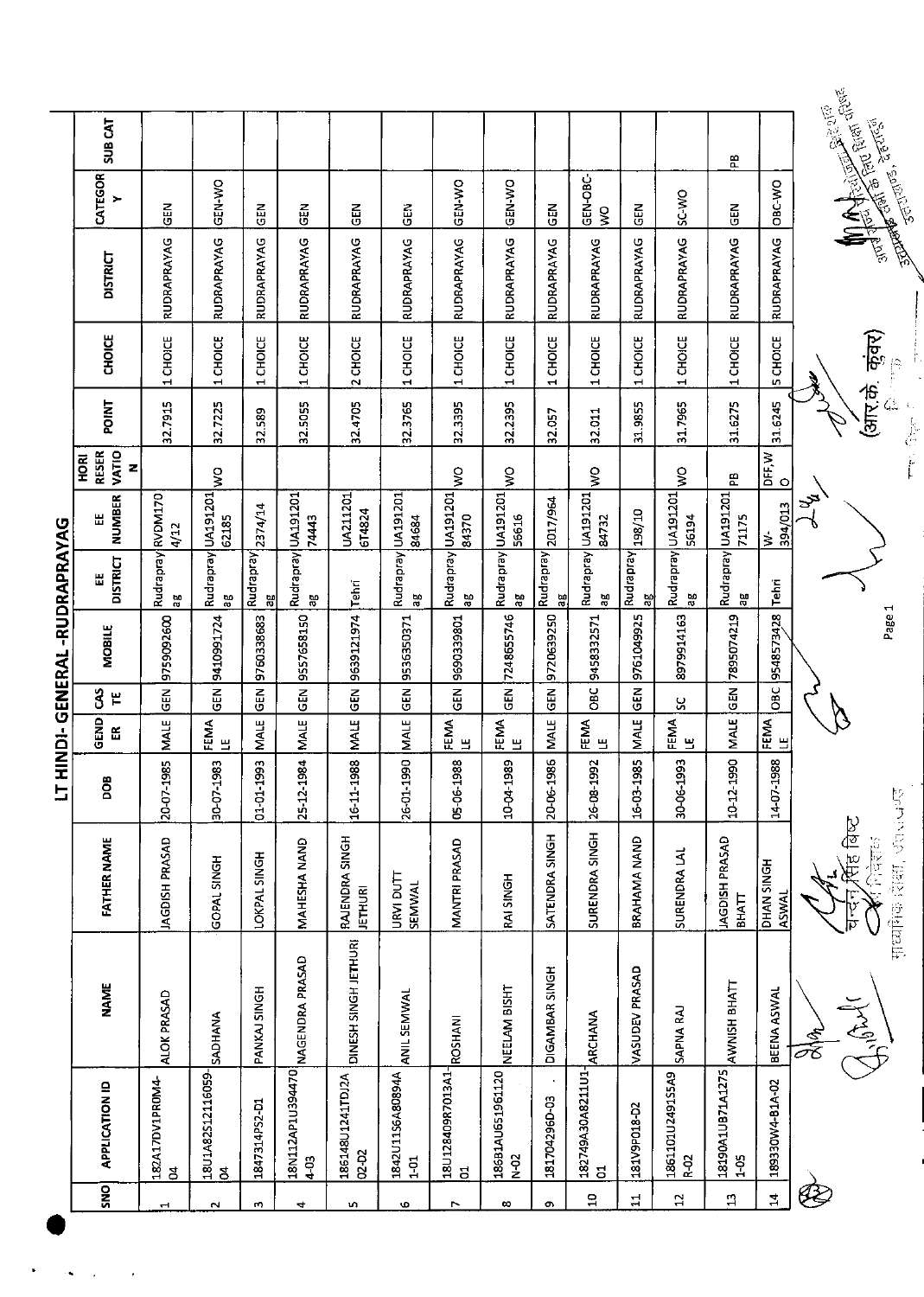# LT HINDI- GENERAL -RUDRAPRAYAG

| SNO | APPLICATION ID | NAME | FATHER NAME | DOB | GENDER | CASTE | MOBILE | EE DISTRICT | EE NUMBER | HORI RESERVATION | POINT | CHOICE | DISTRICT | CATEGORY | SUB CAT |
|---|---|---|---|---|---|---|---|---|---|---|---|---|---|---|---|
| 1 | 182A17DV1PR0M4-04 | ALOK PRASAD | JAGDISH PRASAD | 20-07-1985 | MALE | GEN | 9759092600 | Rudraprayag | RVDM1704/12 | | 32.7915 | 1 CHOICE | RUDRAPRAYAG | GEN | |
| 2 | 18U1A82S12116059-04 | SADHANA | GOPAL SINGH | 30-07-1983 | FEMALE | GEN | 9410991724 | Rudraprayag | UA19120162185 | WO | 32.7225 | 1 CHOICE | RUDRAPRAYAG | GEN-WO | |
| 3 | 1847314PS2-D1 | PANKAJ SINGH | LOKPAL SINGH | 01-01-1993 | MALE | GEN | 9760338683 | Rudraprayag | 2374/14 | | 32.589 | 1 CHOICE | RUDRAPRAYAG | GEN | |
| 4 | 18N112AP1U394470 4-03 | NAGENDRA PRASAD | MAHESHA NAND | 25-12-1984 | MALE | GEN | 9557658150 | Rudraprayag | UA19120174443 | | 32.5055 | 1 CHOICE | RUDRAPRAYAG | GEN | |
| 5 | 186148U1241TDJ2A 02-02 | DINESH SINGH JETHURI | RAJENDRA SINGH JETHURI | 16-11-1988 | MALE | GEN | 9639121974 | Tehri | UA2112016T4824 | | 32.4705 | 2 CHOICE | RUDRAPRAYAG | GEN | |
| 6 | 1842U1S6A80894A 1-01 | ANIL SEMWAL | URVI DUTT SEMWAL | 26-01-1990 | MALE | GEN | 9536350371 | Rudraprayag | UA19120184684 | | 32.3765 | 1 CHOICE | RUDRAPRAYAG | GEN | |
| 7 | 18U128409R7013A1-01 | ROSHANI | MANTRI PRASAD | 05-06-1988 | FEMALE | GEN | 9690339801 | Rudraprayag | UA19120184370 | WO | 32.3395 | 1 CHOICE | RUDRAPRAYAG | GEN-WO | |
| 8 | 186B1AU651961120 N-02 | NEELAM BISHT | RAI SINGH | 10-04-1989 | FEMALE | GEN | 7248655746 | Rudraprayag | UA19120156616 | WO | 32.2395 | 1 CHOICE | RUDRAPRAYAG | GEN-WO | |
| 9 | 181704296D-03 | DIGAMBAR SINGH | SATENDRA SINGH | 20-06-1986 | MALE | GEN | 9720639250 | Rudraprayag | 2017/964 | | 32.057 | 1 CHOICE | RUDRAPRAYAG | GEN | |
| 10 | 182749A30A8211U1-01 | ARCHANA | SURENDRA SINGH | 26-08-1992 | FEMALE | OBC | 9458332571 | Rudraprayag | UA19120184732 | WO | 32.011 | 1 CHOICE | RUDRAPRAYAG | GEN-OBC-WO | |
| 11 | 181V9P018-D2 | VASUDEV PRASAD | BRAHAMA NAND | 16-03-1985 | MALE | GEN | 9761049925 | Rudraprayag | 198/10 | | 31.9855 | 1 CHOICE | RUDRAPRAYAG | GEN | |
| 12 | 186110U12491S5A9 R-02 | SAPNA RAJ | SURENDRA LAL | 30-06-1993 | FEMALE | SC | 8979914163 | Rudraprayag | UA19120156194 | WO | 31.7965 | 1 CHOICE | RUDRAPRAYAG | SC-WO | |
| 13 | 18190A1UB71A1275 1-05 | AWNISH BHATT | JAGDISH PRASAD BHATT | 10-12-1990 | MALE | GEN | 7895074219 | Rudraprayag | UA19120171175 | PB | 31.6275 | 1 CHOICE | RUDRAPRAYAG | GEN | PB |
| 14 | 189330W4-B1A-02 | BEENA ASWAL | DHAN SINGH ASWAL | 14-07-1988 | FEMALE | OBC | 9548573428 | Tehri | W-394/013 | DFF,WO | 31.6245 | 5 CHOICE | RUDRAPRAYAG | OBC-WO | |

चन्द्र सिंह बिष्ट
निदेशक
माध्यमिक शिक्षा, उत्तराखण्ड

(आर.के. कुंवर)

अपर सचिव / निदेशक
उत्तराखण्ड विद्यालयी शिक्षा परिषद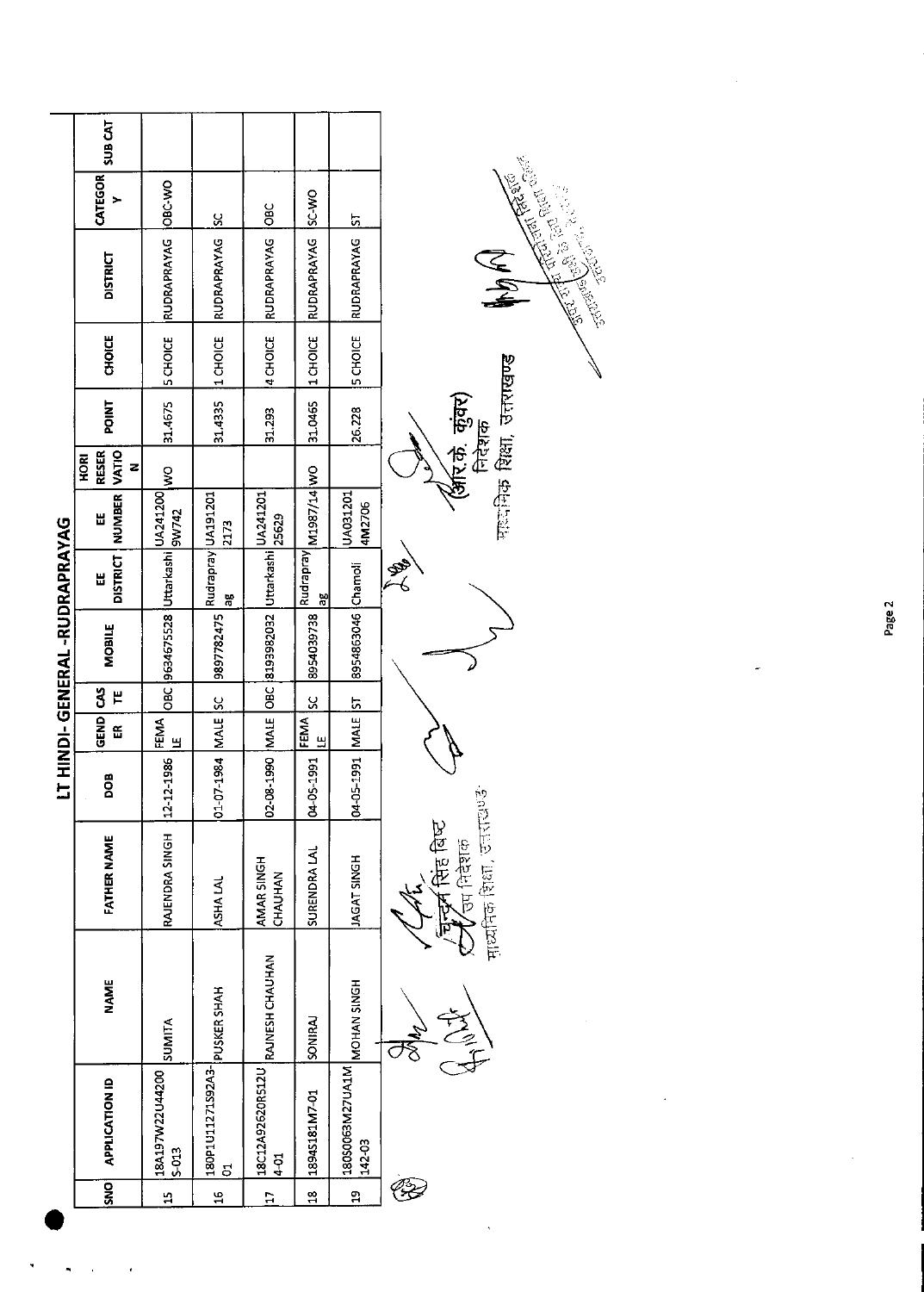## LT HINDI- GENERAL -RUDRAPRAYAG

| SNO | APPLICATION ID | NAME | FATHER NAME | DOB | GENDER | CASTE | MOBILE | EE DISTRICT | EE NUMBER | HORI RESERVATION | POINT | CHOICE | DISTRICT | CATEGORY | SUB CAT |
|---|---|---|---|---|---|---|---|---|---|---|---|---|---|---|---|
| 15 | 18A197W22U44200S-013 | SUMITA | RAJENDRA SINGH | 12-12-1986 | FEMALE | OBC | 9634675528 | Uttarkashi | UA2412009W742 | WO | 31.4675 | 5 CHOICE | RUDRAPRAYAG | OBC-WO | |
| 16 | 180P1U11271S92A3-01 | PUSKER SHAH | ASHA LAL | 01-07-1984 | MALE | SC | 9897782475 | Rudraprayag | UA1912012173 | | 31.4335 | 1 CHOICE | RUDRAPRAYAG | SC | |
| 17 | 18C12A92620R512U4-01 | RAJNESH CHAUHAN | AMAR SINGH CHAUHAN | 02-08-1990 | MALE | OBC | 8193982032 | Uttarkashi | UA24120125629 | | 31.293 | 4 CHOICE | RUDRAPRAYAG | OBC | |
| 18 | 1894S181M7-01 | SONIRAJ | SURENDRA LAL | 04-05-1991 | FEMALE | SC | 8954039738 | Rudraprayag | M1987/14 | WO | 31.0465 | 1 CHOICE | RUDRAPRAYAG | SC-WO | |
| 19 | 180S0063M27UA1M142-03 | MOHAN SINGH | JAGAT SINGH | 04-05-1991 | MALE | ST | 8954863046 | Chamoli | UA0312014M2706 | | 26.228 | 5 CHOICE | RUDRAPRAYAG | ST | |

(चन्दन सिंह बिष्ट)
उप निदेशक
माध्यमिक शिक्षा, उत्तराखण्ड

(आर.के. कुंवर)
निदेशक
माध्यमिक शिक्षा, उत्तराखण्ड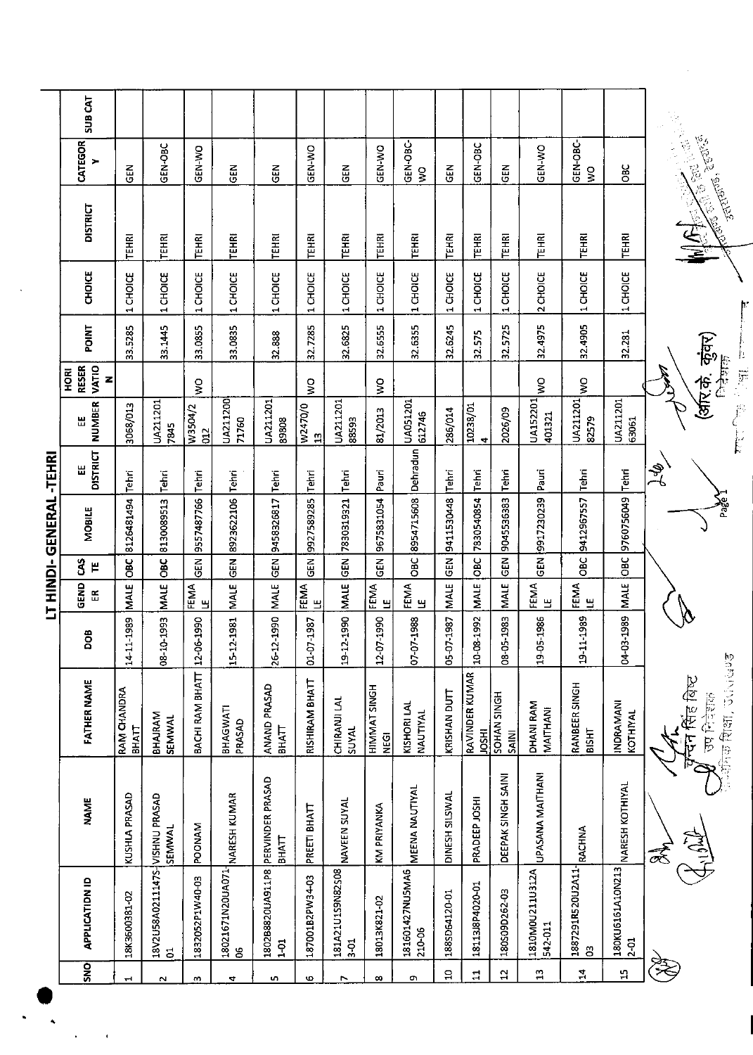# LT HINDI- GENERAL -TEHRI

| SNO | APPLICATION ID | NAME | FATHER NAME | DOB | GENDER | CASTE | MOBILE | EE DISTRICT | EE NUMBER | HORI RESERVATION | POINT | CHOICE | DISTRICT | CATEGORY | SUB CAT |
|---|---|---|---|---|---|---|---|---|---|---|---|---|---|---|---|
| 1 | 18K3600381-02 | KUSHLA PRASAD | RAM CHANDRA BHATT | 14-11-1989 | MALE | OBC | 8126481494 | Tehri | 3068/013 | | 33.5285 | 1 CHOICE | TEHRI | GEN | |
| 2 | 18V2U58A0211147S-01 | VISHNU PRASAD SEMWAL | BHAJRAM SEMWAL | 08-10-1993 | MALE | OBC | 8130089513 | Tehri | UA211201 7845 | | 33.1445 | 1 CHOICE | TEHRI | GEN-OBC | |
| 3 | 1832052P1W40-03 | POONAM | BACHI RAM BHATT | 12-06-1990 | FEMALE | GEN | 9557487766 | Tehri | W3504/2 012 | WO | 33.0855 | 1 CHOICE | TEHRI | GEN-WO | |
| 4 | 18021671N20UA071 06 | NARESH KUMAR | BHAGWATI PRASAD | 15-12-1981 | MALE | GEN | 8923622106 | Tehri | UA211200 71760 | | 33.0835 | 1 CHOICE | TEHRI | GEN | |
| 5 | 1802B8820UA911P8 1-01 | PERVINDER PRASAD BHATT | ANAND PRASAD BHATT | 26-12-1990 | MALE | GEN | 9458326817 | Tehri | UA211201 89808 | | 32.888 | 1 CHOICE | TEHRI | GEN | |
| 6 | 187001B2PW34-03 | PREETI BHATT | RISHIRAM BHATT | 01-07-1987 | FEMALE | GEN | 9927589285 | Tehri | W2470/0 13 | WO | 32.7285 | 1 CHOICE | TEHRI | GEN-WO | |
| 7 | 181A21U1S9N82S08 3-01 | NAVEEN SUYAL | CHIRANJI LAL SUYAL | 19-12-1990 | MALE | GEN | 7830319321 | Tehri | UA211201 88593 | | 32.6825 | 1 CHOICE | TEHRI | GEN | |
| 8 | 18013K821-02 | KM PRIYANKA | HIMMAT SINGH NEGI | 12-07-1990 | FEMALE | GEN | 9675831054 | Pauri | 81/2013 | WO | 32.6555 | 1 CHOICE | TEHRI | GEN-WO | |
| 9 | 181601427NU5MA6 210-06 | MEENA NAUTIYAL | KISHORI LAL NAUTIYAL | 07-07-1988 | FEMALE | OBC | 8954715608 | Dehradun | UA051201 612746 | | 32.6355 | 1 CHOICE | TEHRI | GEN-OBC-WO | |
| 10 | 188SD64120-01 | DINESH SILSWAL | KRISHAN DUTT | 05-07-1987 | MALE | GEN | 9411530448 | Tehri | 286/014 | | 32.6245 | 1 CHOICE | TEHRI | GEN | |
| 11 | 18113J8P4020-01 | PRADEEP JOSHI | RAVINDER KUMAR JOSHI | 10-08-1992 | MALE | OBC | 7830540854 | Tehri | 10238/01 4 | | 32.575 | 1 CHOICE | TEHRI | GEN-OBC | |
| 12 | 180S09D262-03 | DEEPAK SINGH SAINI | SOHAN SINGH SAINI | 08-05-1983 | MALE | GEN | 9045536383 | Tehri | 2026/09 | | 32.5725 | 1 CHOICE | TEHRI | GEN | |
| 13 | 1810M0U211U312A 542-011 | UPASANA MAITHANI | DHANI RAM MAITHANI | 19-05-1986 | FEMALE | GEN | 9917230239 | Pauri | UA152201 401321 | WO | 32.4975 | 2 CHOICE | TEHRI | GEN-WO | |
| 14 | 1887291R520U2A11 03 | RACHNA | RANBEER SINGH BISHT | 19-11-1989 | FEMALE | OBC | 9412967557 | Tehri | UA211201 82579 | WO | 32.4905 | 1 CHOICE | TEHRI | GEN-OBC-WO | |
| 15 | 180KU6161A10N213 2-01 | NARESH KOTHIYAL | INDRAMANI KOTHIYAL | 04-03-1989 | MALE | OBC | 9760756049 | Tehri | UA211201 63061 | | 32.281 | 1 CHOICE | TEHRI | OBC | |

चन्दन सिंह बिष्ट
उप निदेशक
माध्यमिक शिक्षा, उत्तराखण्ड

(आर.के. कुंवर)
निदेशक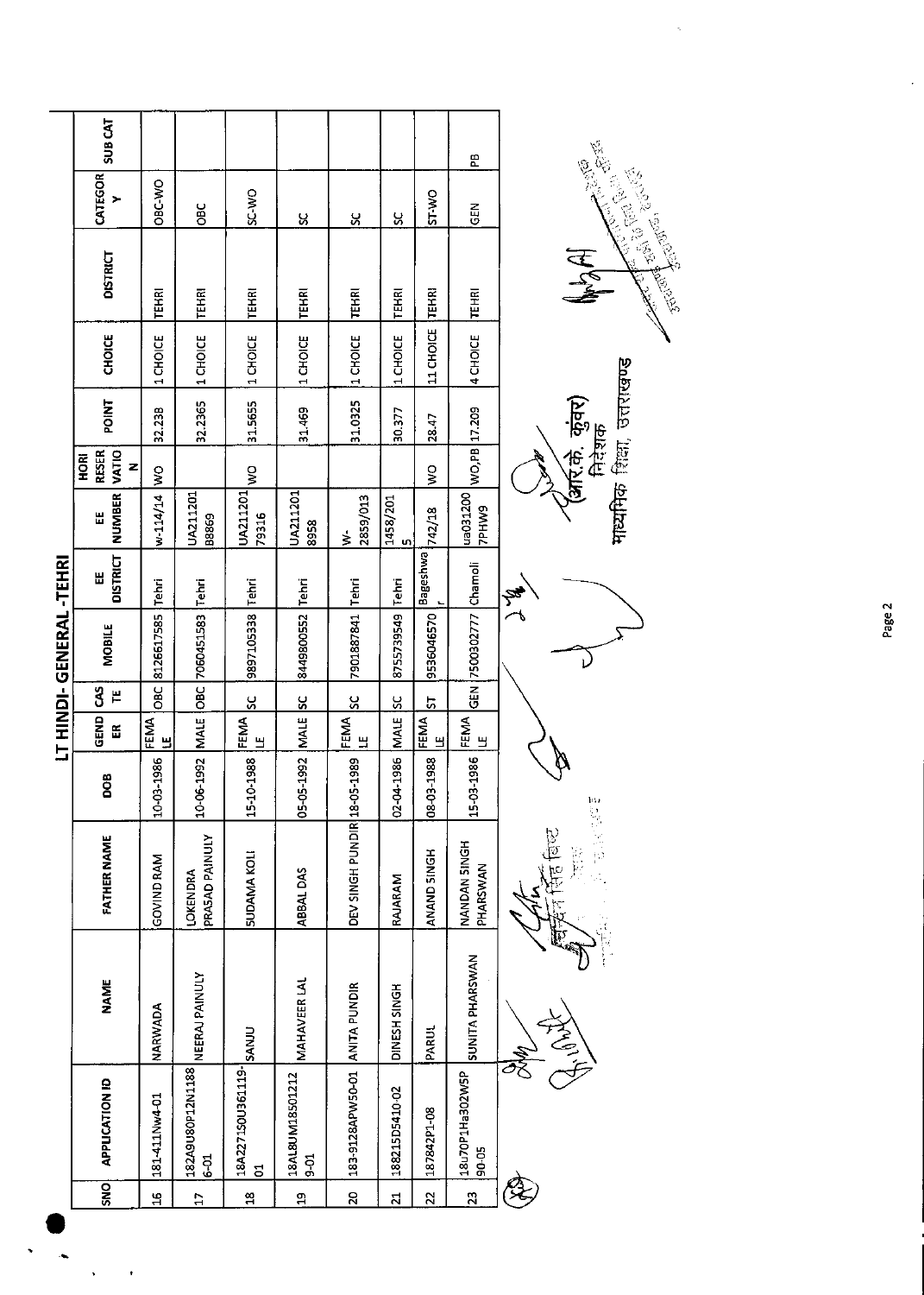# LT HINDI- GENERAL -TEHRI

| SNO | APPLICATION ID | NAME | FATHER NAME | DOB | GENDER | CASTE | MOBILE | EE DISTRICT | EE NUMBER | HORI RESERVATION | POINT | CHOICE | DISTRICT | CATEGORY | SUB CAT |
|---|---|---|---|---|---|---|---|---|---|---|---|---|---|---|---|
| 16 | 181-411Nw4-01 | NARWADA | GOVIND RAM | 10-03-1986 | FEMALE | OBC | 8126617585 | Tehri | w-114/14 | WO | 32.238 | 1 CHOICE | TEHRI | OBC-WO | |
| 17 | 182A9U80P12N1188 6-01 | NEERAJ PAINULY | LOKENDRA PRASAD PAINULY | 10-06-1992 | MALE | OBC | 7060451583 | Tehri | UA211201 88869 | | 32.2365 | 1 CHOICE | TEHRI | OBC | |
| 18 | 18A2271S0U361119-01 | SANJU | SUDAMA KOLI | 15-10-1988 | FEMALE | SC | 9897105338 | Tehri | UA211201 79316 | WO | 31.5655 | 1 CHOICE | TEHRI | SC-WO | |
| 19 | 18AL8UM18501212 9-01 | MAHAVEER LAL | ABBAL DAS | 05-05-1992 | MALE | SC | 8449800552 | Tehri | UA211201 8958 | | 31.469 | 1 CHOICE | TEHRI | SC | |
| 20 | 183-9128APW50-01 | ANITA PUNDIR | DEV SINGH PUNDIR | 18-05-1989 | FEMALE | SC | 7901887841 | Tehri | W-2859/013 | | 31.0325 | 1 CHOICE | TEHRI | SC | |
| 21 | 18821SD5410-02 | DINESH SINGH | RAJARAM | 02-04-1986 | MALE | SC | 8755739549 | Tehri | 1458/2015 | | 30.377 | 1 CHOICE | TEHRI | SC | |
| 22 | 187842P1-08 | PARUL | ANAND SINGH | 08-03-1988 | FEMALE | ST | 9536046570 | Bageshwar | 742/18 | WO | 28.47 | 11 CHOICE | TEHRI | ST-WO | |
| 23 | 18u70P1Ha302W5P 90-05 | SUNITA PHARSWAN | NANDAN SINGH PHARSWAN | 15-03-1986 | FEMALE | GEN | 7500302777 | Chamoli | ua031200 7PHW9 | WO,PB | 17.209 | 4 CHOICE | TEHRI | GEN | PB |

(आर.के. कुंवर)
निदेशक
माध्यमिक शिक्षा, उत्तराखण्ड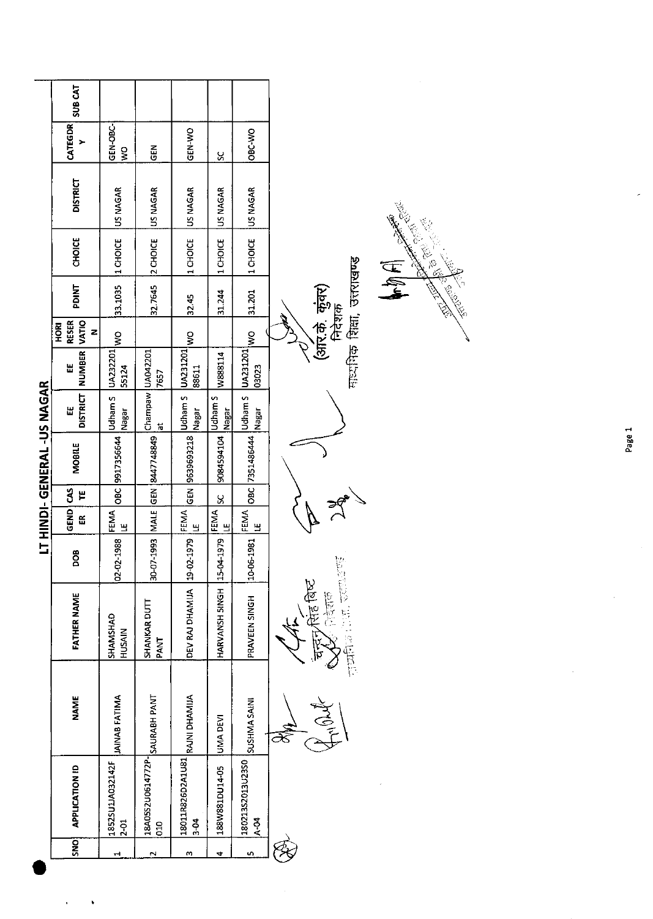# LT HINDI- GENERAL -US NAGAR

| SNO | APPLICATION ID | NAME | FATHER NAME | DOB | GENDER | CASTE | MOBILE | EE DISTRICT | EE NUMBER | HORI RESERVATION | PDINT | CHOICE | DISTRICT | CATEGDRY | SUB CAT |
|---|---|---|---|---|---|---|---|---|---|---|---|---|---|---|---|
| 1 | 1852SU1JA032142F2-01 | JAINAB FATIMA | SHAMSHAD HUSAIN | 02-02-1988 | FEMALE | OBC | 9917356644 | Udham S Nagar | UA23220155124 | WO | 33.1035 | 1 CHOICE | US NAGAR | GEN-OBC-WO | |
| 2 | 18A0552U0614772P-010 | SAURABH PANT | SHANKAR DUTT PANT | 30-07-1993 | MALE | GEN | 8447748849 | Champawat | UA0422017657 | | 32.7645 | 2 CHOICE | US NAGAR | GEN | |
| 3 | 18011R826D2A1U813-04 | RAJNI DHAMIJA | DEV RAJ DHAMIJA | 19-02-1979 | FEMALE | GEN | 9639693218 | Udham S Nagar | UA23120188611 | WO | 32.45 | 1 CHOICE | US NAGAR | GEN-WO | |
| 4 | 188W881DU14-05 | UMA DEVI | HARVANSH SINGH | 15-04-1979 | FEMALE | SC | 9084594104 | Udham S Nagar | W888114 | | 31.244 | 1 CHOICE | US NAGAR | SC | |
| 5 | 18021352013U2350A-04 | SUSHMA SAINI | PRAVEEN SINGH | 10-06-1981 | FEMALE | OBC | 7351486444 | Udham S Nagar | UA23120103023 | WO | 31.201 | 1 CHOICE | US NAGAR | OBC-WO | |

चन्दन सिंह बिष्ट
निदेशक

(आर.के. कुंवर)
निदेशक
माध्यमिक शिक्षा, उत्तराखण्ड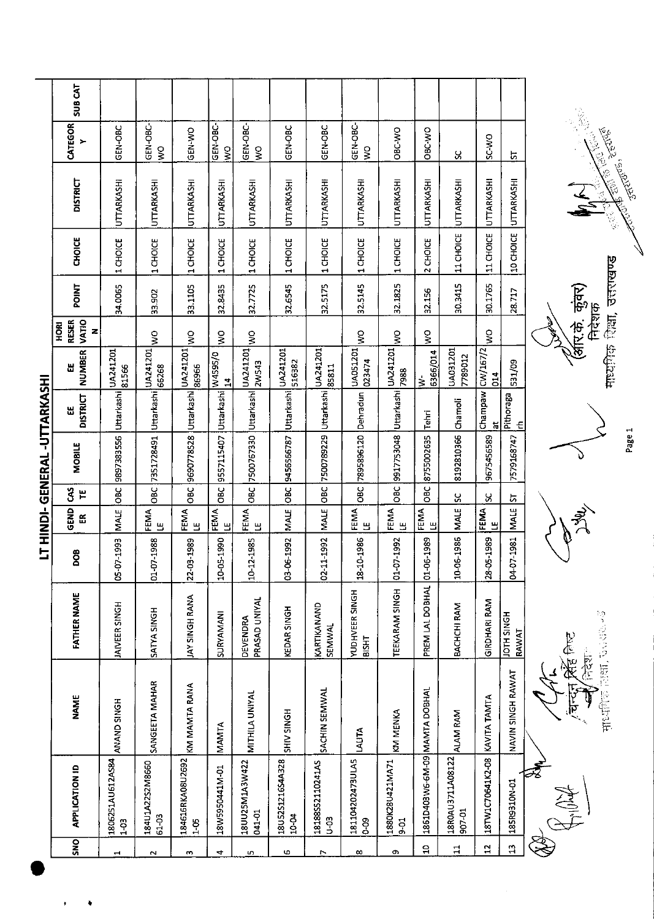# LT HINDI- GENERAL-UTTARKASHI

| SNO | APPLICATION ID | NAME | FATHER NAME | DOB | GENDER | CASTE | MOBILE | EE DISTRICT | EE NUMBER | HORI RESERVATION | POINT | CHOICE | DISTRICT | CATEGORY | SUB CAT |
|---|---|---|---|---|---|---|---|---|---|---|---|---|---|---|---|
| 1 | 1806251AU612AS841-03 | ANAND SINGH | JAIVEER SINGH | 05-07-1993 | MALE | OBC | 9897383556 | Uttarkashi | UA24120181566 | | 34.0065 | 1 CHOICE | UTTARKASHI | GEN-OBC | |
| 2 | 184U1A2252M866061-03 | SANGEETA MAHAR | SATYA SINGH | 01-07-1988 | FEMALE | OBC | 7351728491 | Uttarkashi | UA24120166268 | WO | 33.902 | 1 CHOICE | UTTARKASHI | GEN-OBC-WO | |
| 3 | 184616RKA08U26921-05 | KM MAMTA RANA | JAY SINGH RANA | 22-03-1989 | FEMALE | OBC | 9690778528 | Uttarkashi | UA24120186966 | WO | 33.1105 | 1 CHOICE | UTTARKASHI | GEN-WO | |
| 4 | 18W5950441M-01 | MAMTA | SURYAMANI | 10-05-1990 | FEMALE | OBC | 9557115407 | Uttarkashi | W4595/014 | WO | 32.8435 | 1 CHOICE | UTTARKASHI | GEN-OBC-WO | |
| 5 | 18UU25M1A3W422041-01 | MITHILA UNIYAL | DEVENDRA PRASAD UNIYAL | 10-12-1985 | FEMALE | OBC | 7500767330 | Uttarkashi | UA241201 2W543 | WO | 32.7725 | 1 CHOICE | UTTARKASHI | GEN-OBC-WO | |
| 6 | 18U52S1216S4A32810-04 | SHIV SINGH | KEDAR SINGH | 03-06-1992 | MALE | OBC | 9456556787 | Uttarkashi | UA241201516382 | | 32.6545 | 1 CHOICE | UTTARKASHI | GEN-OBC | |
| 7 | 18188S5211024LASU-03 | SACHIN SEMWAL | KARTIKANAND SEMWAL | 02-11-1992 | MALE | OBC | 7500789229 | Uttarkashi | UA24120185811 | | 32.5175 | 1 CHOICE | UTTARKASHI | GEN-OBC | |
| 8 | 18110420247 3ULAS0-09 | LALITA | YUDHVEER SINGH BISHT | 18-10-1986 | FEMALE | OBC | 7895896120 | Dehradun | UA051201023474 | WO | 32.5145 | 1 CHOICE | UTTARKASHI | GEN-OBC-WO | |
| 9 | 1880K28U421MA719-01 | KM MENKA | TEEKARAM SINGH | 01-07-1992 | FEMALE | OBC | 9917753048 | Uttarkashi | UA2412017988 | WO | 32.1825 | 1 CHOICE | UTTARKASHI | OBC-WO | |
| 10 | 1861D403W6-6M-09 | MAMTA DOBHAL | PREM LAL DOBHAL | 01-06-1989 | FEMALE | OBC | 8755002635 | Tehri | W-6366/014 | WO | 32.156 | 2 CHOICE | UTTARKASHI | OBC-WO | |
| 11 | 1880AU3711A08122907-01 | ALAM RAM | BACHCHI RAM | 10-06-1986 | MALE | SC | 8192810366 | Chamoli | UA0312017789012 | | 30.3415 | 11 CHOICE | UTTARKASHI | SC | |
| 12 | 18TW1C70641K2-08 | KAVITA TAMTA | GIRDHARI RAM | 28-05-1989 | FEMALE | SC | 9675456589 | Champawat | CW/167/2014 | WO | 30.1765 | 11 CHOICE | UTTARKASHI | SC-WO | |
| 13 | 185R9310N-01 | NAVIN SINGH RAWAT | JOTH SINGH RAWAT | 04-07-1981 | MALE | ST | 7579168747 | Pithoragarh | 531/09 | | 28.717 | 10 CHOICE | UTTARKASHI | ST | |

(चन्दन सिंह बिष्ट)
निदेशक
माध्यमिक शिक्षा, उत्तराखण्ड

(आर.के. कुंवर)
निदेशक
माध्यमिक शिक्षा, उत्तराखण्ड